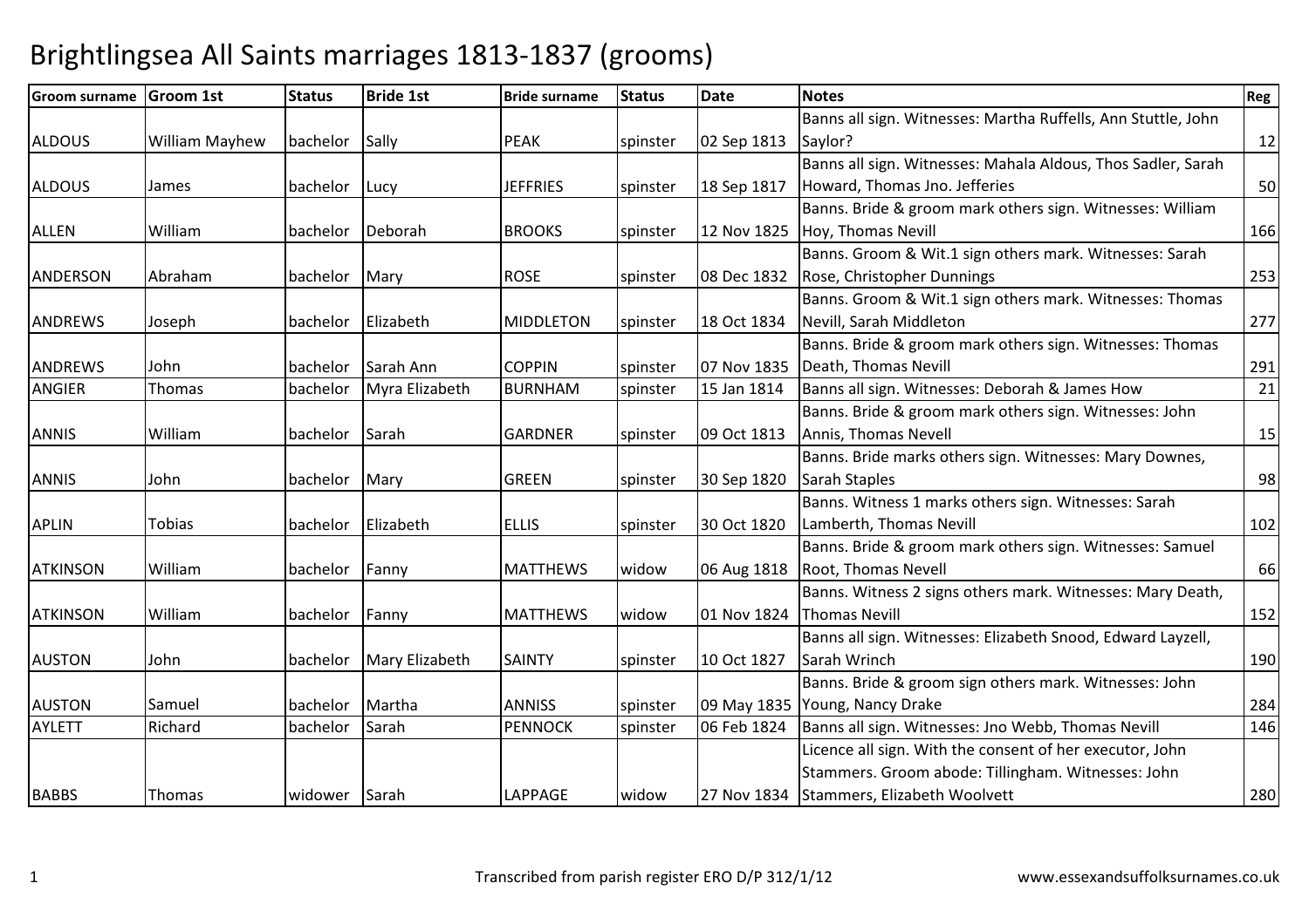# Brightlingsea All Saints marriages 1813-1837 (grooms)

| Groom surname | Groom 1st | Status | Bride 1st | Bride surname | Status | Date | Notes | Reg |
|---|---|---|---|---|---|---|---|---|
| ALDOUS | William Mayhew | bachelor | Sally | PEAK | spinster | 02 Sep 1813 | Banns all sign. Witnesses: Martha Ruffells, Ann Stuttle, John Saylor? | 12 |
| ALDOUS | James | bachelor | Lucy | JEFFRIES | spinster | 18 Sep 1817 | Banns all sign. Witnesses: Mahala Aldous, Thos Sadler, Sarah Howard, Thomas Jno. Jefferies | 50 |
| ALLEN | William | bachelor | Deborah | BROOKS | spinster | 12 Nov 1825 | Banns. Bride & groom mark others sign. Witnesses: William Hoy, Thomas Nevill | 166 |
| ANDERSON | Abraham | bachelor | Mary | ROSE | spinster | 08 Dec 1832 | Banns. Groom & Wit.1 sign others mark. Witnesses: Sarah Rose, Christopher Dunnings | 253 |
| ANDREWS | Joseph | bachelor | Elizabeth | MIDDLETON | spinster | 18 Oct 1834 | Banns. Groom & Wit.1 sign others mark. Witnesses: Thomas Nevill, Sarah Middleton | 277 |
| ANDREWS | John | bachelor | Sarah Ann | COPPIN | spinster | 07 Nov 1835 | Banns. Bride & groom mark others sign. Witnesses: Thomas Death, Thomas Nevill | 291 |
| ANGIER | Thomas | bachelor | Myra Elizabeth | BURNHAM | spinster | 15 Jan 1814 | Banns all sign. Witnesses: Deborah & James How | 21 |
| ANNIS | William | bachelor | Sarah | GARDNER | spinster | 09 Oct 1813 | Banns. Bride & groom mark others sign. Witnesses: John Annis, Thomas Nevell | 15 |
| ANNIS | John | bachelor | Mary | GREEN | spinster | 30 Sep 1820 | Banns. Bride marks others sign. Witnesses: Mary Downes, Sarah Staples | 98 |
| APLIN | Tobias | bachelor | Elizabeth | ELLIS | spinster | 30 Oct 1820 | Banns. Witness 1 marks others sign. Witnesses: Sarah Lamberth, Thomas Nevill | 102 |
| ATKINSON | William | bachelor | Fanny | MATTHEWS | widow | 06 Aug 1818 | Banns. Bride & groom mark others sign. Witnesses: Samuel Root, Thomas Nevell | 66 |
| ATKINSON | William | bachelor | Fanny | MATTHEWS | widow | 01 Nov 1824 | Banns. Witness 2 signs others mark. Witnesses: Mary Death, Thomas Nevill | 152 |
| AUSTON | John | bachelor | Mary Elizabeth | SAINTY | spinster | 10 Oct 1827 | Banns all sign. Witnesses: Elizabeth Snood, Edward Layzell, Sarah Wrinch | 190 |
| AUSTON | Samuel | bachelor | Martha | ANNISS | spinster | 09 May 1835 | Banns. Bride & groom sign others mark. Witnesses: John Young, Nancy Drake | 284 |
| AYLETT | Richard | bachelor | Sarah | PENNOCK | spinster | 06 Feb 1824 | Banns all sign. Witnesses: Jno Webb, Thomas Nevill | 146 |
| BABBS | Thomas | widower | Sarah | LAPPAGE | widow | 27 Nov 1834 | Licence all sign. With the consent of her executor, John Stammers. Groom abode: Tillingham. Witnesses: John Stammers, Elizabeth Woolvett | 280 |

Transcribed from parish register ERO D/P 312/1/12 www.essexandsuffolksurnames.co.uk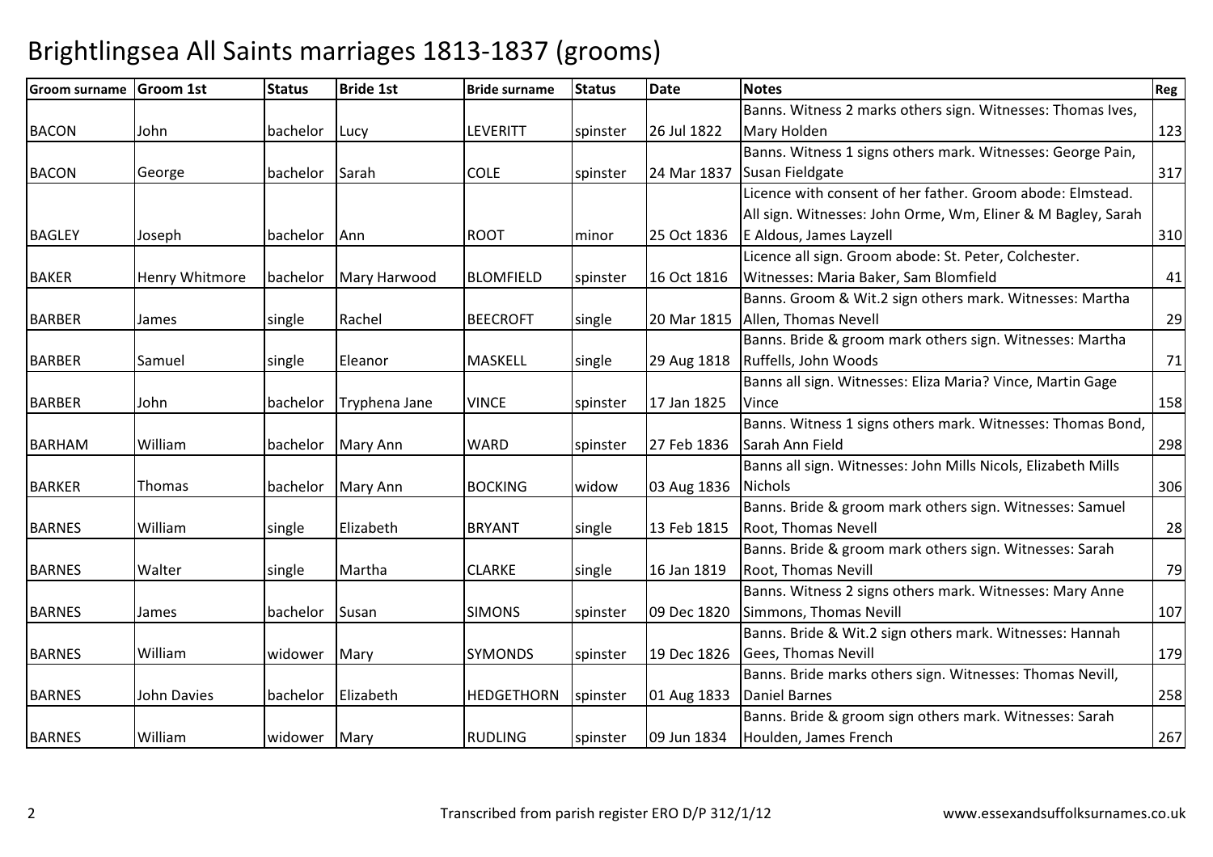# Brightlingsea All Saints marriages 1813-1837 (grooms)

| Groom surname | Groom 1st | Status | Bride 1st | Bride surname | Status | Date | Notes | Reg |
|---|---|---|---|---|---|---|---|---|
| BACON | John | bachelor | Lucy | LEVERITT | spinster | 26 Jul 1822 | Banns. Witness 2 marks others sign. Witnesses: Thomas Ives, Mary Holden | 123 |
| BACON | George | bachelor | Sarah | COLE | spinster | 24 Mar 1837 | Banns. Witness 1 signs others mark. Witnesses: George Pain, Susan Fieldgate | 317 |
| BAGLEY | Joseph | bachelor | Ann | ROOT | minor | 25 Oct 1836 | Licence with consent of her father. Groom abode: Elmstead. All sign. Witnesses: John Orme, Wm, Eliner & M Bagley, Sarah E Aldous, James Layzell | 310 |
| BAKER | Henry Whitmore | bachelor | Mary Harwood | BLOMFIELD | spinster | 16 Oct 1816 | Licence all sign. Groom abode: St. Peter, Colchester. Witnesses: Maria Baker, Sam Blomfield | 41 |
| BARBER | James | single | Rachel | BEECROFT | single | 20 Mar 1815 | Banns. Groom & Wit.2 sign others mark. Witnesses: Martha Allen, Thomas Nevell | 29 |
| BARBER | Samuel | single | Eleanor | MASKELL | single | 29 Aug 1818 | Banns. Bride & groom mark others sign. Witnesses: Martha Ruffells, John Woods | 71 |
| BARBER | John | bachelor | Tryphena Jane | VINCE | spinster | 17 Jan 1825 | Banns all sign. Witnesses: Eliza Maria? Vince, Martin Gage Vince | 158 |
| BARHAM | William | bachelor | Mary Ann | WARD | spinster | 27 Feb 1836 | Banns. Witness 1 signs others mark. Witnesses: Thomas Bond, Sarah Ann Field | 298 |
| BARKER | Thomas | bachelor | Mary Ann | BOCKING | widow | 03 Aug 1836 | Banns all sign. Witnesses: John Mills Nicols, Elizabeth Mills Nichols | 306 |
| BARNES | William | single | Elizabeth | BRYANT | single | 13 Feb 1815 | Banns. Bride & groom mark others sign. Witnesses: Samuel Root, Thomas Nevell | 28 |
| BARNES | Walter | single | Martha | CLARKE | single | 16 Jan 1819 | Banns. Bride & groom mark others sign. Witnesses: Sarah Root, Thomas Nevill | 79 |
| BARNES | James | bachelor | Susan | SIMONS | spinster | 09 Dec 1820 | Banns. Witness 2 signs others mark. Witnesses: Mary Anne Simmons, Thomas Nevill | 107 |
| BARNES | William | widower | Mary | SYMONDS | spinster | 19 Dec 1826 | Banns. Bride & Wit.2 sign others mark. Witnesses: Hannah Gees, Thomas Nevill | 179 |
| BARNES | John Davies | bachelor | Elizabeth | HEDGETHORN | spinster | 01 Aug 1833 | Banns. Bride marks others sign. Witnesses: Thomas Nevill, Daniel Barnes | 258 |
| BARNES | William | widower | Mary | RUDLING | spinster | 09 Jun 1834 | Banns. Bride & groom sign others mark. Witnesses: Sarah Houlden, James French | 267 |

Transcribed from parish register ERO D/P 312/1/12

www.essexandsuffolksurnames.co.uk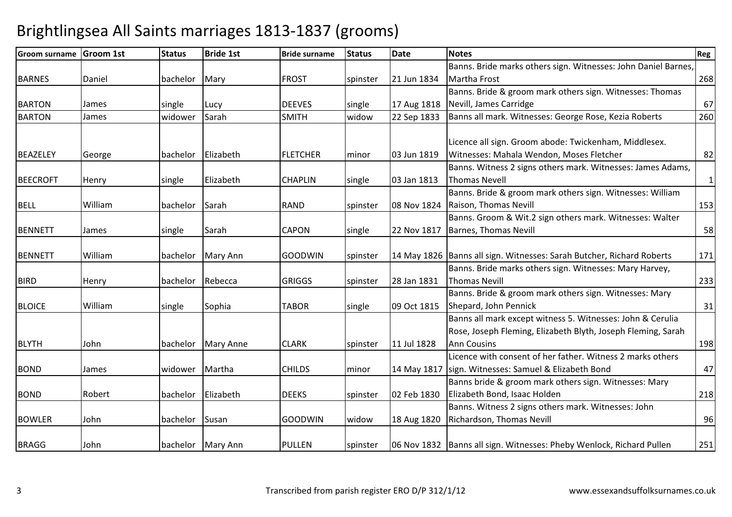# Brightlingsea All Saints marriages 1813-1837 (grooms)

| Groom surname | Groom 1st | Status | Bride 1st | Bride surname | Status | Date | Notes | Reg |
|---|---|---|---|---|---|---|---|---|
| BARNES | Daniel | bachelor | Mary | FROST | spinster | 21 Jun 1834 | Banns. Bride marks others sign. Witnesses: John Daniel Barnes, Martha Frost | 268 |
| BARTON | James | single | Lucy | DEEVES | single | 17 Aug 1818 | Banns. Bride & groom mark others sign. Witnesses: Thomas Nevill, James Carridge | 67 |
| BARTON | James | widower | Sarah | SMITH | widow | 22 Sep 1833 | Banns all mark. Witnesses: George Rose, Kezia Roberts | 260 |
| BEAZELEY | George | bachelor | Elizabeth | FLETCHER | minor | 03 Jun 1819 | Licence all sign. Groom abode: Twickenham, Middlesex. Witnesses: Mahala Wendon, Moses Fletcher | 82 |
| BEECROFT | Henry | single | Elizabeth | CHAPLIN | single | 03 Jan 1813 | Banns. Witness 2 signs others mark. Witnesses: James Adams, Thomas Nevell | 1 |
| BELL | William | bachelor | Sarah | RAND | spinster | 08 Nov 1824 | Banns. Bride & groom mark others sign. Witnesses: William Raison, Thomas Nevill | 153 |
| BENNETT | James | single | Sarah | CAPON | single | 22 Nov 1817 | Banns. Groom & Wit.2 sign others mark. Witnesses: Walter Barnes, Thomas Nevill | 58 |
| BENNETT | William | bachelor | Mary Ann | GOODWIN | spinster | 14 May 1826 | Banns all sign. Witnesses: Sarah Butcher, Richard Roberts | 171 |
| BIRD | Henry | bachelor | Rebecca | GRIGGS | spinster | 28 Jan 1831 | Banns. Bride marks others sign. Witnesses: Mary Harvey, Thomas Nevill | 233 |
| BLOICE | William | single | Sophia | TABOR | single | 09 Oct 1815 | Banns. Bride & groom mark others sign. Witnesses: Mary Shepard, John Pennick | 31 |
| BLYTH | John | bachelor | Mary Anne | CLARK | spinster | 11 Jul 1828 | Banns all mark except witness 5. Witnesses: John & Cerulia Rose, Joseph Fleming, Elizabeth Blyth, Joseph Fleming, Sarah Ann Cousins | 198 |
| BOND | James | widower | Martha | CHILDS | minor | 14 May 1817 | Licence with consent of her father. Witness 2 marks others sign. Witnesses: Samuel & Elizabeth Bond | 47 |
| BOND | Robert | bachelor | Elizabeth | DEEKS | spinster | 02 Feb 1830 | Banns bride & groom mark others sign. Witnesses: Mary Elizabeth Bond, Isaac Holden | 218 |
| BOWLER | John | bachelor | Susan | GOODWIN | widow | 18 Aug 1820 | Banns. Witness 2 signs others mark. Witnesses: John Richardson, Thomas Nevill | 96 |
| BRAGG | John | bachelor | Mary Ann | PULLEN | spinster | 06 Nov 1832 | Banns all sign. Witnesses: Pheby Wenlock, Richard Pullen | 251 |

Transcribed from parish register ERO D/P 312/1/12 www.essexandsuffolksurnames.co.uk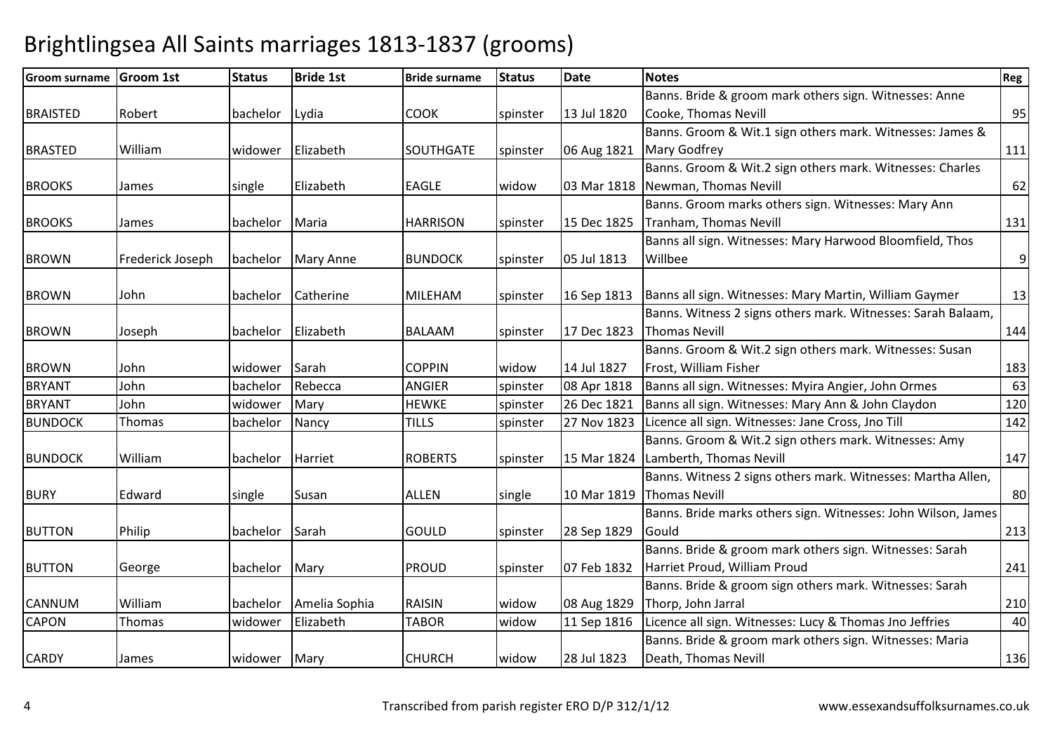# Brightlingsea All Saints marriages 1813-1837 (grooms)

| Groom surname | Groom 1st | Status | Bride 1st | Bride surname | Status | Date | Notes | Reg |
|---|---|---|---|---|---|---|---|---|
| BRAISTED | Robert | bachelor | Lydia | COOK | spinster | 13 Jul 1820 | Banns. Bride & groom mark others sign. Witnesses: Anne Cooke, Thomas Nevill | 95 |
| BRASTED | William | widower | Elizabeth | SOUTHGATE | spinster | 06 Aug 1821 | Banns. Groom & Wit.1 sign others mark. Witnesses: James & Mary Godfrey | 111 |
| BROOKS | James | single | Elizabeth | EAGLE | widow | 03 Mar 1818 | Banns. Groom & Wit.2 sign others mark. Witnesses: Charles Newman, Thomas Nevill | 62 |
| BROOKS | James | bachelor | Maria | HARRISON | spinster | 15 Dec 1825 | Banns. Groom marks others sign. Witnesses: Mary Ann Tranham, Thomas Nevill | 131 |
| BROWN | Frederick Joseph | bachelor | Mary Anne | BUNDOCK | spinster | 05 Jul 1813 | Banns all sign. Witnesses: Mary Harwood Bloomfield, Thos Willbee | 9 |
| BROWN | John | bachelor | Catherine | MILEHAM | spinster | 16 Sep 1813 | Banns all sign. Witnesses: Mary Martin, William Gaymer | 13 |
| BROWN | Joseph | bachelor | Elizabeth | BALAAM | spinster | 17 Dec 1823 | Banns. Witness 2 signs others mark. Witnesses: Sarah Balaam, Thomas Nevill | 144 |
| BROWN | John | widower | Sarah | COPPIN | widow | 14 Jul 1827 | Banns. Groom & Wit.2 sign others mark. Witnesses: Susan Frost, William Fisher | 183 |
| BRYANT | John | bachelor | Rebecca | ANGIER | spinster | 08 Apr 1818 | Banns all sign. Witnesses: Myira Angier, John Ormes | 63 |
| BRYANT | John | widower | Mary | HEWKE | spinster | 26 Dec 1821 | Banns all sign. Witnesses: Mary Ann & John Claydon | 120 |
| BUNDOCK | Thomas | bachelor | Nancy | TILLS | spinster | 27 Nov 1823 | Licence all sign. Witnesses: Jane Cross, Jno Till | 142 |
| BUNDOCK | William | bachelor | Harriet | ROBERTS | spinster | 15 Mar 1824 | Banns. Groom & Wit.2 sign others mark. Witnesses: Amy Lamberth, Thomas Nevill | 147 |
| BURY | Edward | single | Susan | ALLEN | single | 10 Mar 1819 | Banns. Witness 2 signs others mark. Witnesses: Martha Allen, Thomas Nevill | 80 |
| BUTTON | Philip | bachelor | Sarah | GOULD | spinster | 28 Sep 1829 | Banns. Bride marks others sign. Witnesses: John Wilson, James Gould | 213 |
| BUTTON | George | bachelor | Mary | PROUD | spinster | 07 Feb 1832 | Banns. Bride & groom mark others sign. Witnesses: Sarah Harriet Proud, William Proud | 241 |
| CANNUM | William | bachelor | Amelia Sophia | RAISIN | widow | 08 Aug 1829 | Banns. Bride & groom sign others mark. Witnesses: Sarah Thorp, John Jarral | 210 |
| CAPON | Thomas | widower | Elizabeth | TABOR | widow | 11 Sep 1816 | Licence all sign. Witnesses: Lucy & Thomas Jno Jeffries | 40 |
| CARDY | James | widower | Mary | CHURCH | widow | 28 Jul 1823 | Banns. Bride & groom mark others sign. Witnesses: Maria Death, Thomas Nevill | 136 |

Transcribed from parish register ERO D/P 312/1/12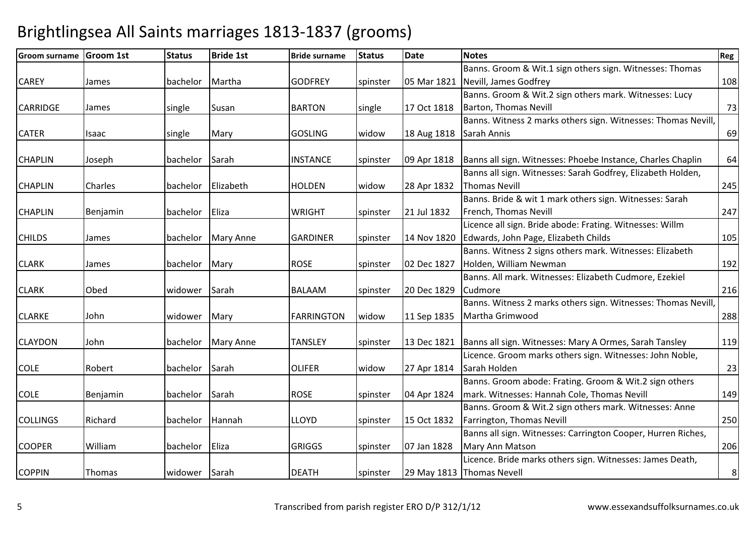# Brightlingsea All Saints marriages 1813-1837 (grooms)

| Groom surname | Groom 1st | Status | Bride 1st | Bride surname | Status | Date | Notes | Reg |
|---|---|---|---|---|---|---|---|---|
| CAREY | James | bachelor | Martha | GODFREY | spinster | 05 Mar 1821 | Banns. Groom & Wit.1 sign others sign. Witnesses: Thomas Nevill, James Godfrey | 108 |
| CARRIDGE | James | single | Susan | BARTON | single | 17 Oct 1818 | Banns. Groom & Wit.2 sign others mark. Witnesses: Lucy Barton, Thomas Nevill | 73 |
| CATER | Isaac | single | Mary | GOSLING | widow | 18 Aug 1818 | Banns. Witness 2 marks others sign. Witnesses: Thomas Nevill, Sarah Annis | 69 |
| CHAPLIN | Joseph | bachelor | Sarah | INSTANCE | spinster | 09 Apr 1818 | Banns all sign. Witnesses: Phoebe Instance, Charles Chaplin | 64 |
| CHAPLIN | Charles | bachelor | Elizabeth | HOLDEN | widow | 28 Apr 1832 | Banns all sign. Witnesses: Sarah Godfrey, Elizabeth Holden, Thomas Nevill | 245 |
| CHAPLIN | Benjamin | bachelor | Eliza | WRIGHT | spinster | 21 Jul 1832 | Banns. Bride & wit 1 mark others sign. Witnesses: Sarah French, Thomas Nevill | 247 |
| CHILDS | James | bachelor | Mary Anne | GARDINER | spinster | 14 Nov 1820 | Licence all sign. Bride abode: Frating. Witnesses: Willm Edwards, John Page, Elizabeth Childs | 105 |
| CLARK | James | bachelor | Mary | ROSE | spinster | 02 Dec 1827 | Banns. Witness 2 signs others mark. Witnesses: Elizabeth Holden, William Newman | 192 |
| CLARK | Obed | widower | Sarah | BALAAM | spinster | 20 Dec 1829 | Banns. All mark. Witnesses: Elizabeth Cudmore, Ezekiel Cudmore | 216 |
| CLARKE | John | widower | Mary | FARRINGTON | widow | 11 Sep 1835 | Banns. Witness 2 marks others sign. Witnesses: Thomas Nevill, Martha Grimwood | 288 |
| CLAYDON | John | bachelor | Mary Anne | TANSLEY | spinster | 13 Dec 1821 | Banns all sign. Witnesses: Mary A Ormes, Sarah Tansley | 119 |
| COLE | Robert | bachelor | Sarah | OLIFER | widow | 27 Apr 1814 | Licence. Groom marks others sign. Witnesses: John Noble, Sarah Holden | 23 |
| COLE | Benjamin | bachelor | Sarah | ROSE | spinster | 04 Apr 1824 | Banns. Groom abode: Frating. Groom & Wit.2 sign others mark. Witnesses: Hannah Cole, Thomas Nevill | 149 |
| COLLINGS | Richard | bachelor | Hannah | LLOYD | spinster | 15 Oct 1832 | Banns. Groom & Wit.2 sign others mark. Witnesses: Anne Farrington, Thomas Nevill | 250 |
| COOPER | William | bachelor | Eliza | GRIGGS | spinster | 07 Jan 1828 | Banns all sign. Witnesses: Carrington Cooper, Hurren Riches, Mary Ann Matson | 206 |
| COPPIN | Thomas | widower | Sarah | DEATH | spinster | 29 May 1813 | Licence. Bride marks others sign. Witnesses: James Death, Thomas Nevell | 8 |

Transcribed from parish register ERO D/P 312/1/12

www.essexandsuffolksurnames.co.uk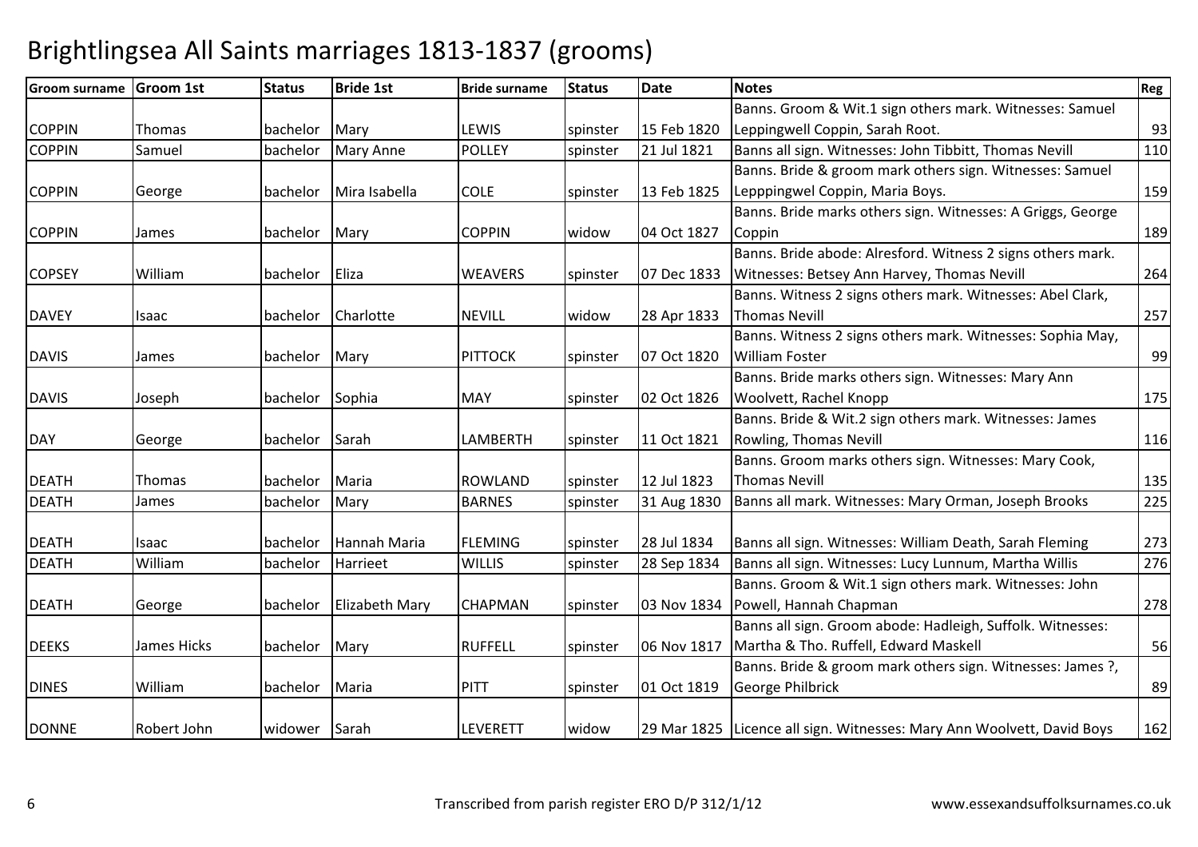# Brightlingsea All Saints marriages 1813-1837 (grooms)

| Groom surname | Groom 1st | Status | Bride 1st | Bride surname | Status | Date | Notes | Reg |
|---|---|---|---|---|---|---|---|---|
| COPPIN | Thomas | bachelor | Mary | LEWIS | spinster | 15 Feb 1820 | Banns. Groom & Wit.1 sign others mark. Witnesses: Samuel Leppingwell Coppin, Sarah Root. | 93 |
| COPPIN | Samuel | bachelor | Mary Anne | POLLEY | spinster | 21 Jul 1821 | Banns all sign. Witnesses: John Tibbitt, Thomas Nevill | 110 |
| COPPIN | George | bachelor | Mira Isabella | COLE | spinster | 13 Feb 1825 | Banns. Bride & groom mark others sign. Witnesses: Samuel Lepppingwel Coppin, Maria Boys. | 159 |
| COPPIN | James | bachelor | Mary | COPPIN | widow | 04 Oct 1827 | Banns. Bride marks others sign. Witnesses: A Griggs, George Coppin | 189 |
| COPSEY | William | bachelor | Eliza | WEAVERS | spinster | 07 Dec 1833 | Banns. Bride abode: Alresford. Witness 2 signs others mark. Witnesses: Betsey Ann Harvey, Thomas Nevill | 264 |
| DAVEY | Isaac | bachelor | Charlotte | NEVILL | widow | 28 Apr 1833 | Banns. Witness 2 signs others mark. Witnesses: Abel Clark, Thomas Nevill | 257 |
| DAVIS | James | bachelor | Mary | PITTOCK | spinster | 07 Oct 1820 | Banns. Witness 2 signs others mark. Witnesses: Sophia May, William Foster | 99 |
| DAVIS | Joseph | bachelor | Sophia | MAY | spinster | 02 Oct 1826 | Banns. Bride marks others sign. Witnesses: Mary Ann Woolvett, Rachel Knopp | 175 |
| DAY | George | bachelor | Sarah | LAMBERTH | spinster | 11 Oct 1821 | Banns. Bride & Wit.2 sign others mark. Witnesses: James Rowling, Thomas Nevill | 116 |
| DEATH | Thomas | bachelor | Maria | ROWLAND | spinster | 12 Jul 1823 | Banns. Groom marks others sign. Witnesses: Mary Cook, Thomas Nevill | 135 |
| DEATH | James | bachelor | Mary | BARNES | spinster | 31 Aug 1830 | Banns all mark. Witnesses: Mary Orman, Joseph Brooks | 225 |
| DEATH | Isaac | bachelor | Hannah Maria | FLEMING | spinster | 28 Jul 1834 | Banns all sign. Witnesses: William Death, Sarah Fleming | 273 |
| DEATH | William | bachelor | Harrieet | WILLIS | spinster | 28 Sep 1834 | Banns all sign. Witnesses: Lucy Lunnum, Martha Willis | 276 |
| DEATH | George | bachelor | Elizabeth Mary | CHAPMAN | spinster | 03 Nov 1834 | Banns. Groom & Wit.1 sign others mark. Witnesses: John Powell, Hannah Chapman | 278 |
| DEEKS | James Hicks | bachelor | Mary | RUFFELL | spinster | 06 Nov 1817 | Banns all sign. Groom abode: Hadleigh, Suffolk. Witnesses: Martha & Tho. Ruffell, Edward Maskell | 56 |
| DINES | William | bachelor | Maria | PITT | spinster | 01 Oct 1819 | Banns. Bride & groom mark others sign. Witnesses: James ?, George Philbrick | 89 |
| DONNE | Robert John | widower | Sarah | LEVERETT | widow | 29 Mar 1825 | Licence all sign. Witnesses: Mary Ann Woolvett, David Boys | 162 |

Transcribed from parish register ERO D/P 312/1/12 www.essexandsuffolksurnames.co.uk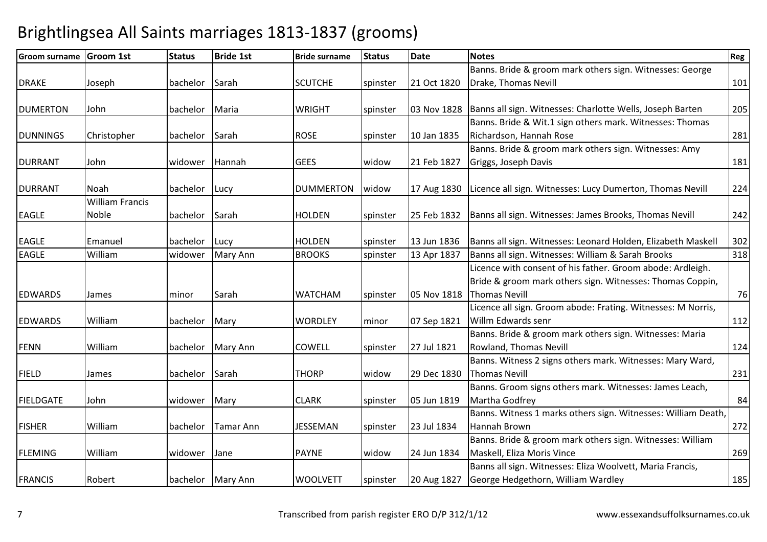# Brightlingsea All Saints marriages 1813-1837 (grooms)

| Groom surname | Groom 1st | Status | Bride 1st | Bride surname | Status | Date | Notes | Reg |
|---|---|---|---|---|---|---|---|---|
| DRAKE | Joseph | bachelor | Sarah | SCUTCHE | spinster | 21 Oct 1820 | Banns. Bride & groom mark others sign. Witnesses: George Drake, Thomas Nevill | 101 |
| DUMERTON | John | bachelor | Maria | WRIGHT | spinster | 03 Nov 1828 | Banns all sign. Witnesses: Charlotte Wells, Joseph Barten | 205 |
| DUNNINGS | Christopher | bachelor | Sarah | ROSE | spinster | 10 Jan 1835 | Banns. Bride & Wit.1 sign others mark. Witnesses: Thomas Richardson, Hannah Rose | 281 |
| DURRANT | John | widower | Hannah | GEES | widow | 21 Feb 1827 | Banns. Bride & groom mark others sign. Witnesses: Amy Griggs, Joseph Davis | 181 |
| DURRANT | Noah | bachelor | Lucy | DUMMERTON | widow | 17 Aug 1830 | Licence all sign. Witnesses: Lucy Dumerton, Thomas Nevill | 224 |
| EAGLE | William Francis Noble | bachelor | Sarah | HOLDEN | spinster | 25 Feb 1832 | Banns all sign. Witnesses: James Brooks, Thomas Nevill | 242 |
| EAGLE | Emanuel | bachelor | Lucy | HOLDEN | spinster | 13 Jun 1836 | Banns all sign. Witnesses: Leonard Holden, Elizabeth Maskell | 302 |
| EAGLE | William | widower | Mary Ann | BROOKS | spinster | 13 Apr 1837 | Banns all sign. Witnesses: William & Sarah Brooks | 318 |
| EDWARDS | James | minor | Sarah | WATCHAM | spinster | 05 Nov 1818 | Licence with consent of his father. Groom abode: Ardleigh. Bride & groom mark others sign. Witnesses: Thomas Coppin, Thomas Nevill | 76 |
| EDWARDS | William | bachelor | Mary | WORDLEY | minor | 07 Sep 1821 | Licence all sign. Groom abode: Frating. Witnesses: M Norris, Willm Edwards senr | 112 |
| FENN | William | bachelor | Mary Ann | COWELL | spinster | 27 Jul 1821 | Banns. Bride & groom mark others sign. Witnesses: Maria Rowland, Thomas Nevill | 124 |
| FIELD | James | bachelor | Sarah | THORP | widow | 29 Dec 1830 | Banns. Witness 2 signs others mark. Witnesses: Mary Ward, Thomas Nevill | 231 |
| FIELDGATE | John | widower | Mary | CLARK | spinster | 05 Jun 1819 | Banns. Groom signs others mark. Witnesses: James Leach, Martha Godfrey | 84 |
| FISHER | William | bachelor | Tamar Ann | JESSEMAN | spinster | 23 Jul 1834 | Banns. Witness 1 marks others sign. Witnesses: William Death, Hannah Brown | 272 |
| FLEMING | William | widower | Jane | PAYNE | widow | 24 Jun 1834 | Banns. Bride & groom mark others sign. Witnesses: William Maskell, Eliza Moris Vince | 269 |
| FRANCIS | Robert | bachelor | Mary Ann | WOOLVETT | spinster | 20 Aug 1827 | Banns all sign. Witnesses: Eliza Woolvett, Maria Francis, George Hedgethorn, William Wardley | 185 |

Transcribed from parish register ERO D/P 312/1/12 www.essexandsuffolksurnames.co.uk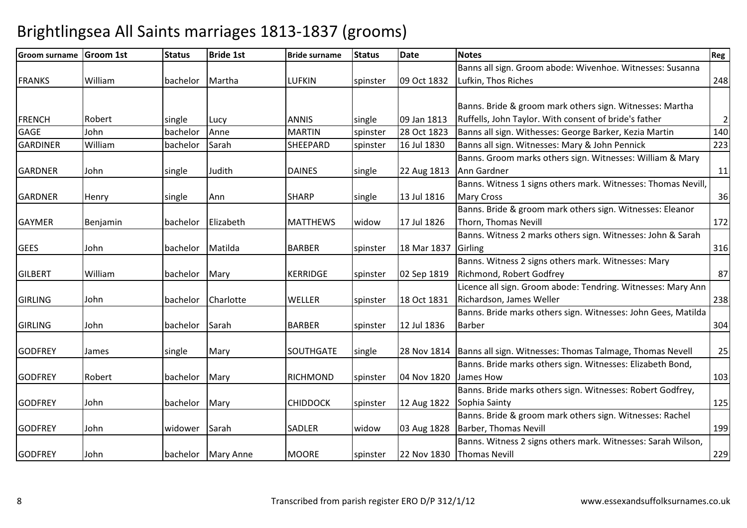# Brightlingsea All Saints marriages 1813-1837 (grooms)

| Groom surname | Groom 1st | Status | Bride 1st | Bride surname | Status | Date | Notes | Reg |
|---|---|---|---|---|---|---|---|---|
| FRANKS | William | bachelor | Martha | LUFKIN | spinster | 09 Oct 1832 | Banns all sign. Groom abode: Wivenhoe. Witnesses: Susanna Lufkin, Thos Riches | 248 |
| FRENCH | Robert | single | Lucy | ANNIS | single | 09 Jan 1813 | Banns. Bride & groom mark others sign. Witnesses: Martha Ruffells, John Taylor. With consent of bride's father | 2 |
| GAGE | John | bachelor | Anne | MARTIN | spinster | 28 Oct 1823 | Banns all sign. Withesses: George Barker, Kezia Martin | 140 |
| GARDINER | William | bachelor | Sarah | SHEEPARD | spinster | 16 Jul 1830 | Banns all sign. Witnesses: Mary & John Pennick | 223 |
| GARDNER | John | single | Judith | DAINES | single | 22 Aug 1813 | Banns. Groom marks others sign. Witnesses: William & Mary Ann Gardner | 11 |
| GARDNER | Henry | single | Ann | SHARP | single | 13 Jul 1816 | Banns. Witness 1 signs others mark. Witnesses: Thomas Nevill, Mary Cross | 36 |
| GAYMER | Benjamin | bachelor | Elizabeth | MATTHEWS | widow | 17 Jul 1826 | Banns. Bride & groom mark others sign. Witnesses: Eleanor Thorn, Thomas Nevill | 172 |
| GEES | John | bachelor | Matilda | BARBER | spinster | 18 Mar 1837 | Banns. Witness 2 marks others sign. Witnesses: John & Sarah Girling | 316 |
| GILBERT | William | bachelor | Mary | KERRIDGE | spinster | 02 Sep 1819 | Banns. Witness 2 signs others mark. Witnesses: Mary Richmond, Robert Godfrey | 87 |
| GIRLING | John | bachelor | Charlotte | WELLER | spinster | 18 Oct 1831 | Licence all sign. Groom abode: Tendring. Witnesses: Mary Ann Richardson, James Weller | 238 |
| GIRLING | John | bachelor | Sarah | BARBER | spinster | 12 Jul 1836 | Banns. Bride marks others sign. Witnesses: John Gees, Matilda Barber | 304 |
| GODFREY | James | single | Mary | SOUTHGATE | single | 28 Nov 1814 | Banns all sign. Witnesses: Thomas Talmage, Thomas Nevell | 25 |
| GODFREY | Robert | bachelor | Mary | RICHMOND | spinster | 04 Nov 1820 | Banns. Bride marks others sign. Witnesses: Elizabeth Bond, James How | 103 |
| GODFREY | John | bachelor | Mary | CHIDDOCK | spinster | 12 Aug 1822 | Banns. Bride marks others sign. Witnesses: Robert Godfrey, Sophia Sainty | 125 |
| GODFREY | John | widower | Sarah | SADLER | widow | 03 Aug 1828 | Banns. Bride & groom mark others sign. Witnesses: Rachel Barber, Thomas Nevill | 199 |
| GODFREY | John | bachelor | Mary Anne | MOORE | spinster | 22 Nov 1830 | Banns. Witness 2 signs others mark. Witnesses: Sarah Wilson, Thomas Nevill | 229 |

Transcribed from parish register ERO D/P 312/1/12 www.essexandsuffolksurnames.co.uk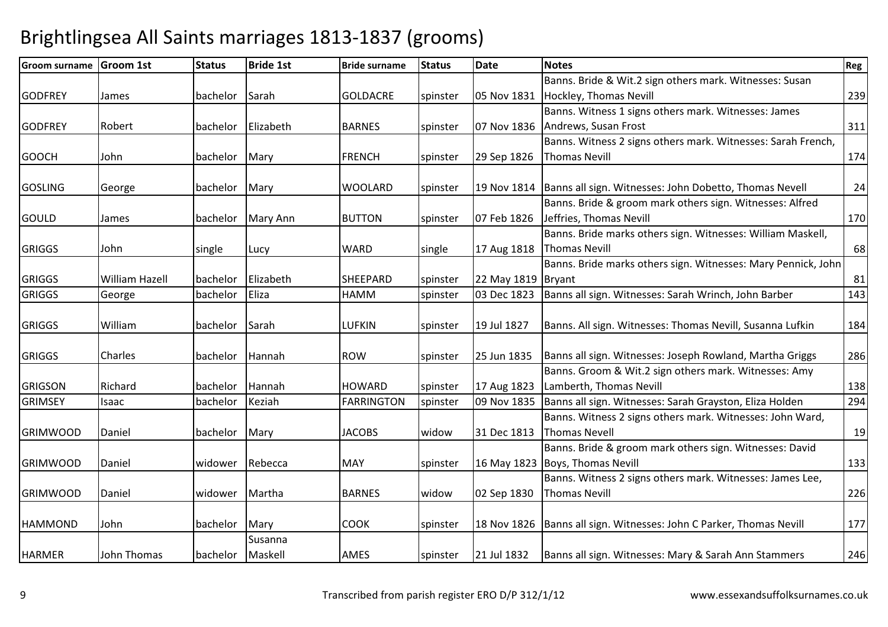# Brightlingsea All Saints marriages 1813-1837 (grooms)

| Groom surname | Groom 1st | Status | Bride 1st | Bride surname | Status | Date | Notes | Reg |
|---|---|---|---|---|---|---|---|---|
| GODFREY | James | bachelor | Sarah | GOLDACRE | spinster | 05 Nov 1831 | Banns. Bride & Wit.2 sign others mark. Witnesses: Susan Hockley, Thomas Nevill | 239 |
| GODFREY | Robert | bachelor | Elizabeth | BARNES | spinster | 07 Nov 1836 | Banns. Witness 1 signs others mark. Witnesses: James Andrews, Susan Frost | 311 |
| GOOCH | John | bachelor | Mary | FRENCH | spinster | 29 Sep 1826 | Banns. Witness 2 signs others mark. Witnesses: Sarah French, Thomas Nevill | 174 |
| GOSLING | George | bachelor | Mary | WOOLARD | spinster | 19 Nov 1814 | Banns all sign. Witnesses: John Dobetto, Thomas Nevell | 24 |
| GOULD | James | bachelor | Mary Ann | BUTTON | spinster | 07 Feb 1826 | Banns. Bride & groom mark others sign. Witnesses: Alfred Jeffries, Thomas Nevill | 170 |
| GRIGGS | John | single | Lucy | WARD | single | 17 Aug 1818 | Banns. Bride marks others sign. Witnesses: William Maskell, Thomas Nevill | 68 |
| GRIGGS | William Hazell | bachelor | Elizabeth | SHEEPARD | spinster | 22 May 1819 | Banns. Bride marks others sign. Witnesses: Mary Pennick, John Bryant | 81 |
| GRIGGS | George | bachelor | Eliza | HAMM | spinster | 03 Dec 1823 | Banns all sign. Witnesses: Sarah Wrinch, John Barber | 143 |
| GRIGGS | William | bachelor | Sarah | LUFKIN | spinster | 19 Jul 1827 | Banns. All sign. Witnesses: Thomas Nevill, Susanna Lufkin | 184 |
| GRIGGS | Charles | bachelor | Hannah | ROW | spinster | 25 Jun 1835 | Banns all sign. Witnesses: Joseph Rowland, Martha Griggs | 286 |
| GRIGSON | Richard | bachelor | Hannah | HOWARD | spinster | 17 Aug 1823 | Banns. Groom & Wit.2 sign others mark. Witnesses: Amy Lamberth, Thomas Nevill | 138 |
| GRIMSEY | Isaac | bachelor | Keziah | FARRINGTON | spinster | 09 Nov 1835 | Banns all sign. Witnesses: Sarah Grayston, Eliza Holden | 294 |
| GRIMWOOD | Daniel | bachelor | Mary | JACOBS | widow | 31 Dec 1813 | Banns. Witness 2 signs others mark. Witnesses: John Ward, Thomas Nevell | 19 |
| GRIMWOOD | Daniel | widower | Rebecca | MAY | spinster | 16 May 1823 | Banns. Bride & groom mark others sign. Witnesses: David Boys, Thomas Nevill | 133 |
| GRIMWOOD | Daniel | widower | Martha | BARNES | widow | 02 Sep 1830 | Banns. Witness 2 signs others mark. Witnesses: James Lee, Thomas Nevill | 226 |
| HAMMOND | John | bachelor | Mary | COOK | spinster | 18 Nov 1826 | Banns all sign. Witnesses: John C Parker, Thomas Nevill | 177 |
| HARMER | John Thomas | bachelor | Susanna Maskell | AMES | spinster | 21 Jul 1832 | Banns all sign. Witnesses: Mary & Sarah Ann Stammers | 246 |

Transcribed from parish register ERO D/P 312/1/12 www.essexandsuffolksurnames.co.uk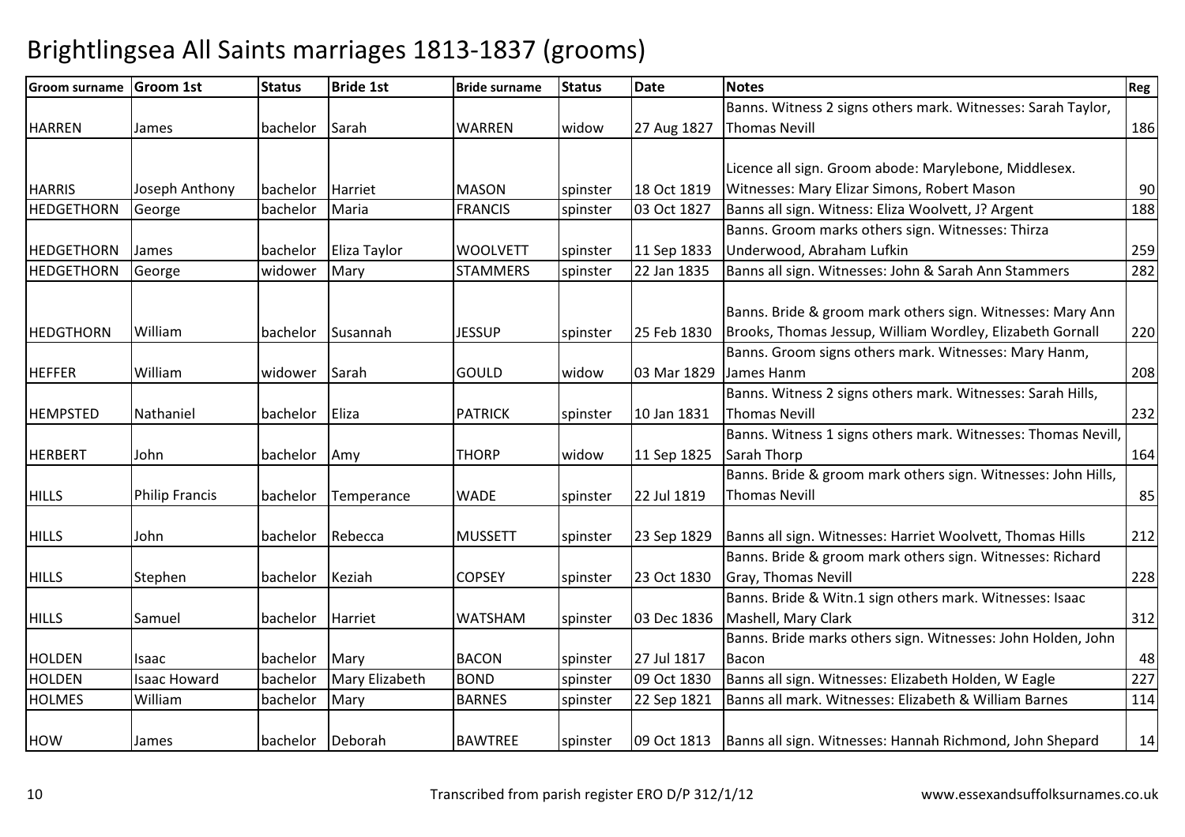# Brightlingsea All Saints marriages 1813-1837 (grooms)

| Groom surname | Groom 1st | Status | Bride 1st | Bride surname | Status | Date | Notes | Reg |
|---|---|---|---|---|---|---|---|---|
| HARREN | James | bachelor | Sarah | WARREN | widow | 27 Aug 1827 | Banns. Witness 2 signs others mark. Witnesses: Sarah Taylor, Thomas Nevill | 186 |
| HARRIS | Joseph Anthony | bachelor | Harriet | MASON | spinster | 18 Oct 1819 | Licence all sign. Groom abode: Marylebone, Middlesex. Witnesses: Mary Elizar Simons, Robert Mason | 90 |
| HEDGETHORN | George | bachelor | Maria | FRANCIS | spinster | 03 Oct 1827 | Banns all sign. Witness: Eliza Woolvett, J? Argent | 188 |
| HEDGETHORN | James | bachelor | Eliza Taylor | WOOLVETT | spinster | 11 Sep 1833 | Banns. Groom marks others sign. Witnesses: Thirza Underwood, Abraham Lufkin | 259 |
| HEDGETHORN | George | widower | Mary | STAMMERS | spinster | 22 Jan 1835 | Banns all sign. Witnesses: John & Sarah Ann Stammers | 282 |
| HEDGTHORN | William | bachelor | Susannah | JESSUP | spinster | 25 Feb 1830 | Banns. Bride & groom mark others sign. Witnesses: Mary Ann Brooks, Thomas Jessup, William Wordley, Elizabeth Gornall | 220 |
| HEFFER | William | widower | Sarah | GOULD | widow | 03 Mar 1829 | Banns. Groom signs others mark. Witnesses: Mary Hanm, James Hanm | 208 |
| HEMPSTED | Nathaniel | bachelor | Eliza | PATRICK | spinster | 10 Jan 1831 | Banns. Witness 2 signs others mark. Witnesses: Sarah Hills, Thomas Nevill | 232 |
| HERBERT | John | bachelor | Amy | THORP | widow | 11 Sep 1825 | Banns. Witness 1 signs others mark. Witnesses: Thomas Nevill, Sarah Thorp | 164 |
| HILLS | Philip Francis | bachelor | Temperance | WADE | spinster | 22 Jul 1819 | Banns. Bride & groom mark others sign. Witnesses: John Hills, Thomas Nevill | 85 |
| HILLS | John | bachelor | Rebecca | MUSSETT | spinster | 23 Sep 1829 | Banns all sign. Witnesses: Harriet Woolvett, Thomas Hills | 212 |
| HILLS | Stephen | bachelor | Keziah | COPSEY | spinster | 23 Oct 1830 | Banns. Bride & groom mark others sign. Witnesses: Richard Gray, Thomas Nevill | 228 |
| HILLS | Samuel | bachelor | Harriet | WATSHAM | spinster | 03 Dec 1836 | Banns. Bride & Witn.1 sign others mark. Witnesses: Isaac Mashell, Mary Clark | 312 |
| HOLDEN | Isaac | bachelor | Mary | BACON | spinster | 27 Jul 1817 | Banns. Bride marks others sign. Witnesses: John Holden, John Bacon | 48 |
| HOLDEN | Isaac Howard | bachelor | Mary Elizabeth | BOND | spinster | 09 Oct 1830 | Banns all sign. Witnesses: Elizabeth Holden, W Eagle | 227 |
| HOLMES | William | bachelor | Mary | BARNES | spinster | 22 Sep 1821 | Banns all mark. Witnesses: Elizabeth & William Barnes | 114 |
| HOW | James | bachelor | Deborah | BAWTREE | spinster | 09 Oct 1813 | Banns all sign. Witnesses: Hannah Richmond, John Shepard | 14 |

Transcribed from parish register ERO D/P 312/1/12 www.essexandsuffolksurnames.co.uk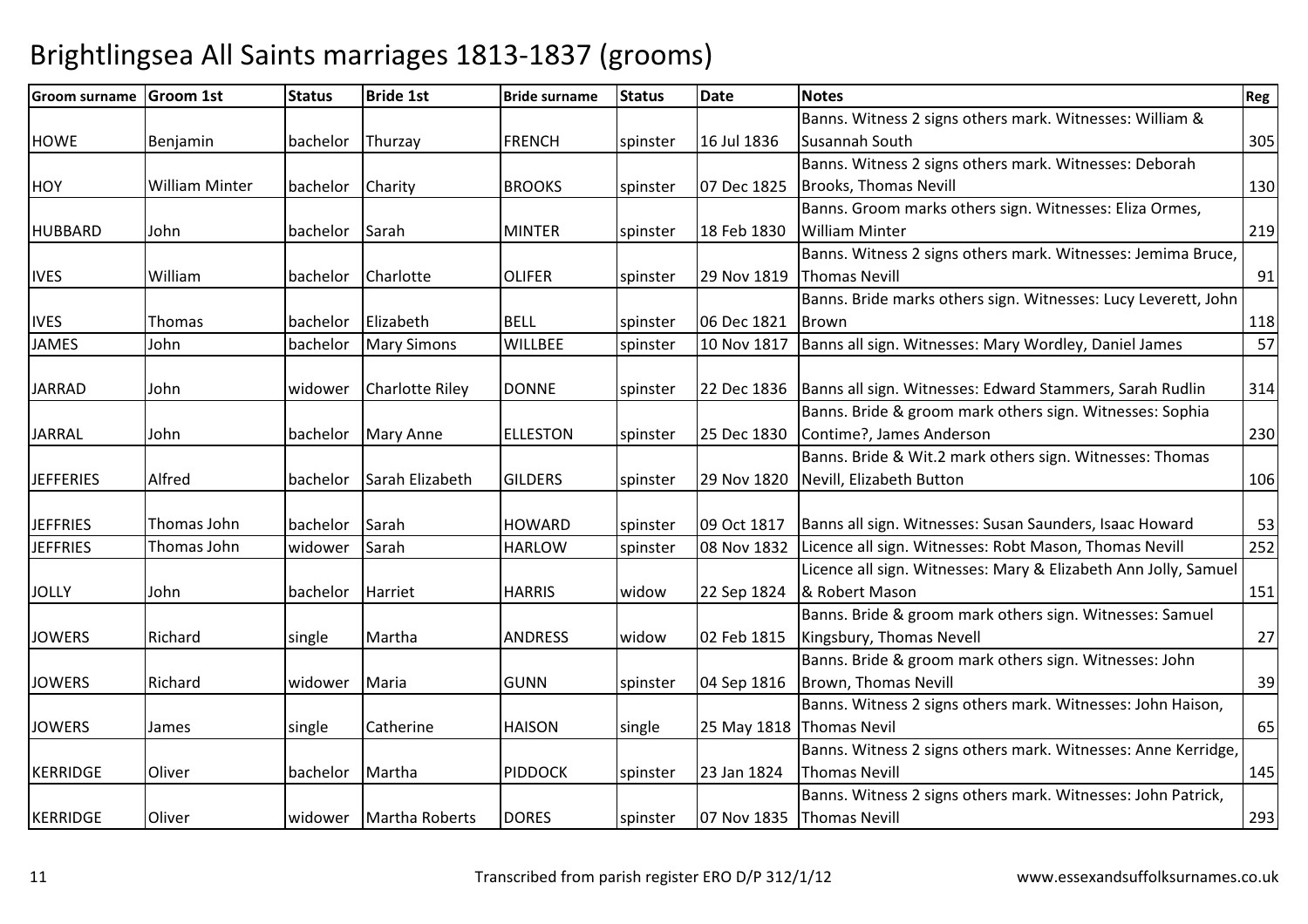# Brightlingsea All Saints marriages 1813-1837 (grooms)

| Groom surname | Groom 1st | Status | Bride 1st | Bride surname | Status | Date | Notes | Reg |
|---|---|---|---|---|---|---|---|---|
| HOWE | Benjamin | bachelor | Thurzay | FRENCH | spinster | 16 Jul 1836 | Banns. Witness 2 signs others mark. Witnesses: William & Susannah South | 305 |
| HOY | William Minter | bachelor | Charity | BROOKS | spinster | 07 Dec 1825 | Banns. Witness 2 signs others mark. Witnesses: Deborah Brooks, Thomas Nevill | 130 |
| HUBBARD | John | bachelor | Sarah | MINTER | spinster | 18 Feb 1830 | Banns. Groom marks others sign. Witnesses: Eliza Ormes, William Minter | 219 |
| IVES | William | bachelor | Charlotte | OLIFER | spinster | 29 Nov 1819 | Banns. Witness 2 signs others mark. Witnesses: Jemima Bruce, Thomas Nevill | 91 |
| IVES | Thomas | bachelor | Elizabeth | BELL | spinster | 06 Dec 1821 | Banns. Bride marks others sign. Witnesses: Lucy Leverett, John Brown | 118 |
| JAMES | John | bachelor | Mary Simons | WILLBEE | spinster | 10 Nov 1817 | Banns all sign. Witnesses: Mary Wordley, Daniel James | 57 |
| JARRAD | John | widower | Charlotte Riley | DONNE | spinster | 22 Dec 1836 | Banns all sign. Witnesses: Edward Stammers, Sarah Rudlin | 314 |
| JARRAL | John | bachelor | Mary Anne | ELLESTON | spinster | 25 Dec 1830 | Banns. Bride & groom mark others sign. Witnesses: Sophia Contime?, James Anderson | 230 |
| JEFFERIES | Alfred | bachelor | Sarah Elizabeth | GILDERS | spinster | 29 Nov 1820 | Banns. Bride & Wit.2 mark others sign. Witnesses: Thomas Nevill, Elizabeth Button | 106 |
| JEFFRIES | Thomas John | bachelor | Sarah | HOWARD | spinster | 09 Oct 1817 | Banns all sign. Witnesses: Susan Saunders, Isaac Howard | 53 |
| JEFFRIES | Thomas John | widower | Sarah | HARLOW | spinster | 08 Nov 1832 | Licence all sign. Witnesses: Robt Mason, Thomas Nevill | 252 |
| JOLLY | John | bachelor | Harriet | HARRIS | widow | 22 Sep 1824 | Licence all sign. Witnesses: Mary & Elizabeth Ann Jolly, Samuel & Robert Mason | 151 |
| JOWERS | Richard | single | Martha | ANDRESS | widow | 02 Feb 1815 | Banns. Bride & groom mark others sign. Witnesses: Samuel Kingsbury, Thomas Nevell | 27 |
| JOWERS | Richard | widower | Maria | GUNN | spinster | 04 Sep 1816 | Banns. Bride & groom mark others sign. Witnesses: John Brown, Thomas Nevill | 39 |
| JOWERS | James | single | Catherine | HAISON | single | 25 May 1818 | Banns. Witness 2 signs others mark. Witnesses: John Haison, Thomas Nevil | 65 |
| KERRIDGE | Oliver | bachelor | Martha | PIDDOCK | spinster | 23 Jan 1824 | Banns. Witness 2 signs others mark. Witnesses: Anne Kerridge, Thomas Nevill | 145 |
| KERRIDGE | Oliver | widower | Martha Roberts | DORES | spinster | 07 Nov 1835 | Banns. Witness 2 signs others mark. Witnesses: John Patrick, Thomas Nevill | 293 |

Transcribed from parish register ERO D/P 312/1/12 www.essexandsuffolksurnames.co.uk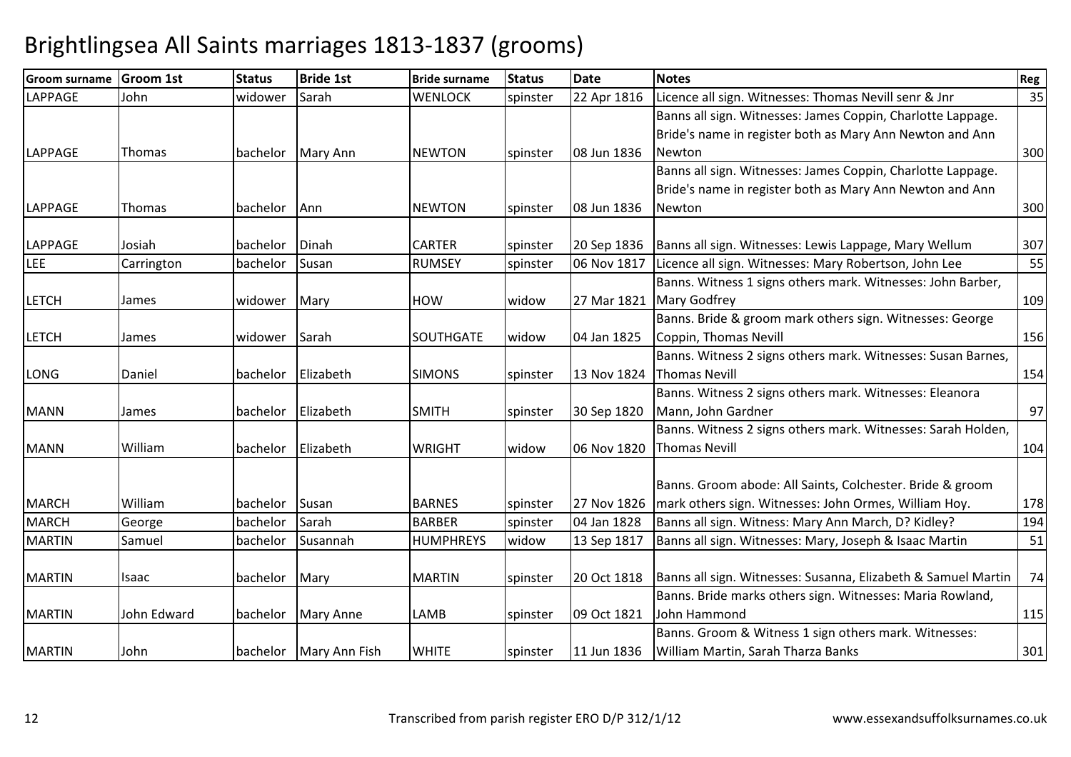# Brightlingsea All Saints marriages 1813-1837 (grooms)

| Groom surname | Groom 1st | Status | Bride 1st | Bride surname | Status | Date | Notes | Reg |
|---|---|---|---|---|---|---|---|---|
| LAPPAGE | John | widower | Sarah | WENLOCK | spinster | 22 Apr 1816 | Licence all sign. Witnesses: Thomas Nevill senr & Jnr | 35 |
| LAPPAGE | Thomas | bachelor | Mary Ann | NEWTON | spinster | 08 Jun 1836 | Banns all sign. Witnesses: James Coppin, Charlotte Lappage. Bride's name in register both as Mary Ann Newton and Ann Newton | 300 |
| LAPPAGE | Thomas | bachelor | Ann | NEWTON | spinster | 08 Jun 1836 | Banns all sign. Witnesses: James Coppin, Charlotte Lappage. Bride's name in register both as Mary Ann Newton and Ann Newton | 300 |
| LAPPAGE | Josiah | bachelor | Dinah | CARTER | spinster | 20 Sep 1836 | Banns all sign. Witnesses: Lewis Lappage, Mary Wellum | 307 |
| LEE | Carrington | bachelor | Susan | RUMSEY | spinster | 06 Nov 1817 | Licence all sign. Witnesses: Mary Robertson, John Lee | 55 |
| LETCH | James | widower | Mary | HOW | widow | 27 Mar 1821 | Banns. Witness 1 signs others mark. Witnesses: John Barber, Mary Godfrey | 109 |
| LETCH | James | widower | Sarah | SOUTHGATE | widow | 04 Jan 1825 | Banns. Bride & groom mark others sign. Witnesses: George Coppin, Thomas Nevill | 156 |
| LONG | Daniel | bachelor | Elizabeth | SIMONS | spinster | 13 Nov 1824 | Banns. Witness 2 signs others mark. Witnesses: Susan Barnes, Thomas Nevill | 154 |
| MANN | James | bachelor | Elizabeth | SMITH | spinster | 30 Sep 1820 | Banns. Witness 2 signs others mark. Witnesses: Eleanora Mann, John Gardner | 97 |
| MANN | William | bachelor | Elizabeth | WRIGHT | widow | 06 Nov 1820 | Banns. Witness 2 signs others mark. Witnesses: Sarah Holden, Thomas Nevill | 104 |
| MARCH | William | bachelor | Susan | BARNES | spinster | 27 Nov 1826 | Banns. Groom abode: All Saints, Colchester. Bride & groom mark others sign. Witnesses: John Ormes, William Hoy. | 178 |
| MARCH | George | bachelor | Sarah | BARBER | spinster | 04 Jan 1828 | Banns all sign. Witness: Mary Ann March, D? Kidley? | 194 |
| MARTIN | Samuel | bachelor | Susannah | HUMPHREYS | widow | 13 Sep 1817 | Banns all sign. Witnesses: Mary, Joseph & Isaac Martin | 51 |
| MARTIN | Isaac | bachelor | Mary | MARTIN | spinster | 20 Oct 1818 | Banns all sign. Witnesses: Susanna, Elizabeth & Samuel Martin | 74 |
| MARTIN | John Edward | bachelor | Mary Anne | LAMB | spinster | 09 Oct 1821 | Banns. Bride marks others sign. Witnesses: Maria Rowland, John Hammond | 115 |
| MARTIN | John | bachelor | Mary Ann Fish | WHITE | spinster | 11 Jun 1836 | Banns. Groom & Witness 1 sign others mark. Witnesses: William Martin, Sarah Tharza Banks | 301 |

Transcribed from parish register ERO D/P 312/1/12 www.essexandsuffolksurnames.co.uk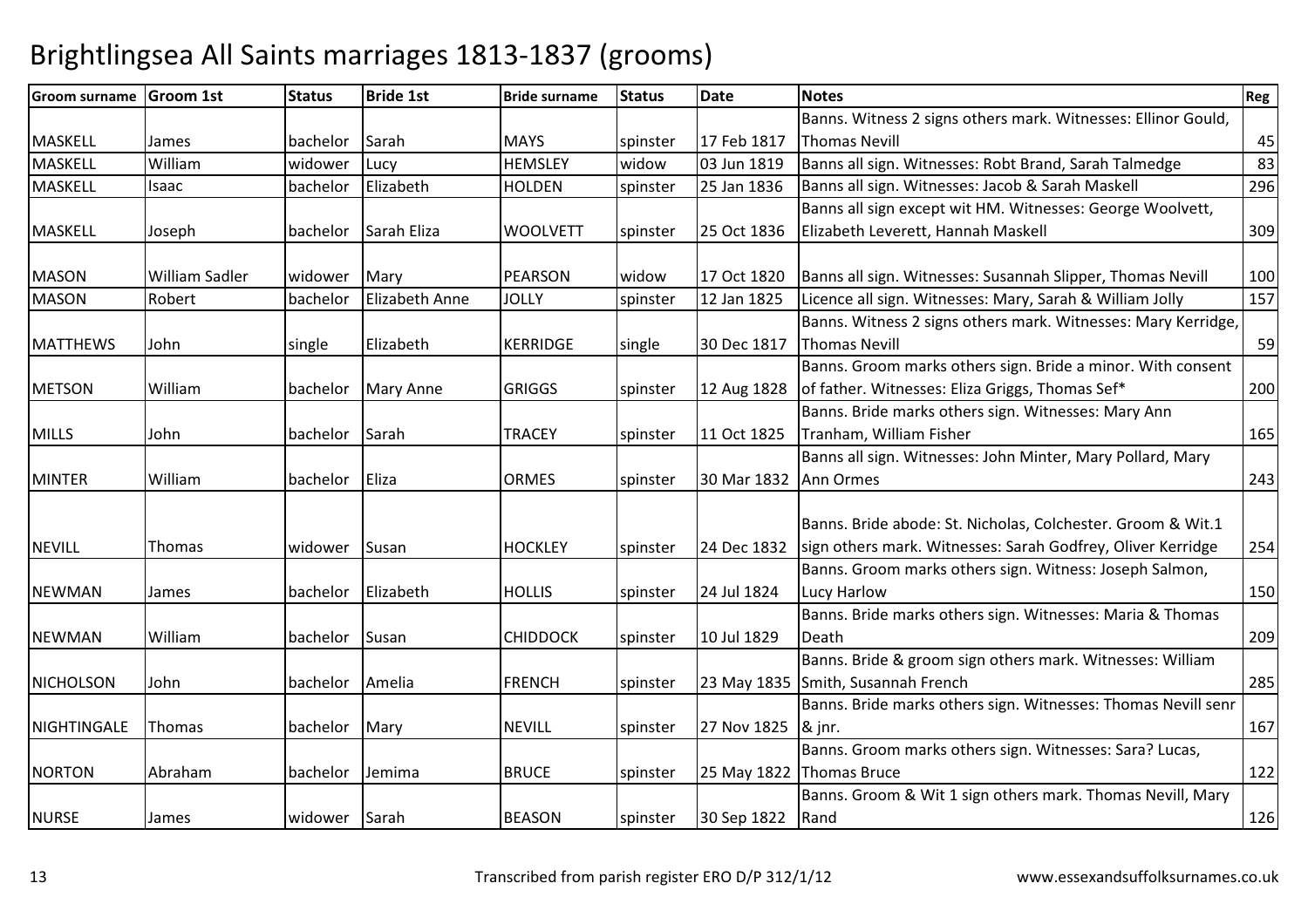# Brightlingsea All Saints marriages 1813-1837 (grooms)

| Groom surname | Groom 1st | Status | Bride 1st | Bride surname | Status | Date | Notes | Reg |
|---|---|---|---|---|---|---|---|---|
| MASKELL | James | bachelor | Sarah | MAYS | spinster | 17 Feb 1817 | Banns. Witness 2 signs others mark. Witnesses: Ellinor Gould, Thomas Nevill | 45 |
| MASKELL | William | widower | Lucy | HEMSLEY | widow | 03 Jun 1819 | Banns all sign. Witnesses: Robt Brand, Sarah Talmedge | 83 |
| MASKELL | Isaac | bachelor | Elizabeth | HOLDEN | spinster | 25 Jan 1836 | Banns all sign. Witnesses: Jacob & Sarah Maskell | 296 |
| MASKELL | Joseph | bachelor | Sarah Eliza | WOOLVETT | spinster | 25 Oct 1836 | Banns all sign except wit HM. Witnesses: George Woolvett, Elizabeth Leverett, Hannah Maskell | 309 |
| MASON | William Sadler | widower | Mary | PEARSON | widow | 17 Oct 1820 | Banns all sign. Witnesses: Susannah Slipper, Thomas Nevill | 100 |
| MASON | Robert | bachelor | Elizabeth Anne | JOLLY | spinster | 12 Jan 1825 | Licence all sign. Witnesses: Mary, Sarah & William Jolly | 157 |
| MATTHEWS | John | single | Elizabeth | KERRIDGE | single | 30 Dec 1817 | Banns. Witness 2 signs others mark. Witnesses: Mary Kerridge, Thomas Nevill | 59 |
| METSON | William | bachelor | Mary Anne | GRIGGS | spinster | 12 Aug 1828 | Banns. Groom marks others sign. Bride a minor. With consent of father. Witnesses: Eliza Griggs, Thomas Sef* | 200 |
| MILLS | John | bachelor | Sarah | TRACEY | spinster | 11 Oct 1825 | Banns. Bride marks others sign. Witnesses: Mary Ann Tranham, William Fisher | 165 |
| MINTER | William | bachelor | Eliza | ORMES | spinster | 30 Mar 1832 | Banns all sign. Witnesses: John Minter, Mary Pollard, Mary Ann Ormes | 243 |
| NEVILL | Thomas | widower | Susan | HOCKLEY | spinster | 24 Dec 1832 | Banns. Bride abode: St. Nicholas, Colchester. Groom & Wit.1 sign others mark. Witnesses: Sarah Godfrey, Oliver Kerridge | 254 |
| NEWMAN | James | bachelor | Elizabeth | HOLLIS | spinster | 24 Jul 1824 | Banns. Groom marks others sign. Witness: Joseph Salmon, Lucy Harlow | 150 |
| NEWMAN | William | bachelor | Susan | CHIDDOCK | spinster | 10 Jul 1829 | Banns. Bride marks others sign. Witnesses: Maria & Thomas Death | 209 |
| NICHOLSON | John | bachelor | Amelia | FRENCH | spinster | 23 May 1835 | Banns. Bride & groom sign others mark. Witnesses: William Smith, Susannah French | 285 |
| NIGHTINGALE | Thomas | bachelor | Mary | NEVILL | spinster | 27 Nov 1825 | Banns. Bride marks others sign. Witnesses: Thomas Nevill senr & jnr. | 167 |
| NORTON | Abraham | bachelor | Jemima | BRUCE | spinster | 25 May 1822 | Banns. Groom marks others sign. Witnesses: Sara? Lucas, Thomas Bruce | 122 |
| NURSE | James | widower | Sarah | BEASON | spinster | 30 Sep 1822 | Banns. Groom & Wit 1 sign others mark. Thomas Nevill, Mary Rand | 126 |

Transcribed from parish register ERO D/P 312/1/12

www.essexandsuffolksurnames.co.uk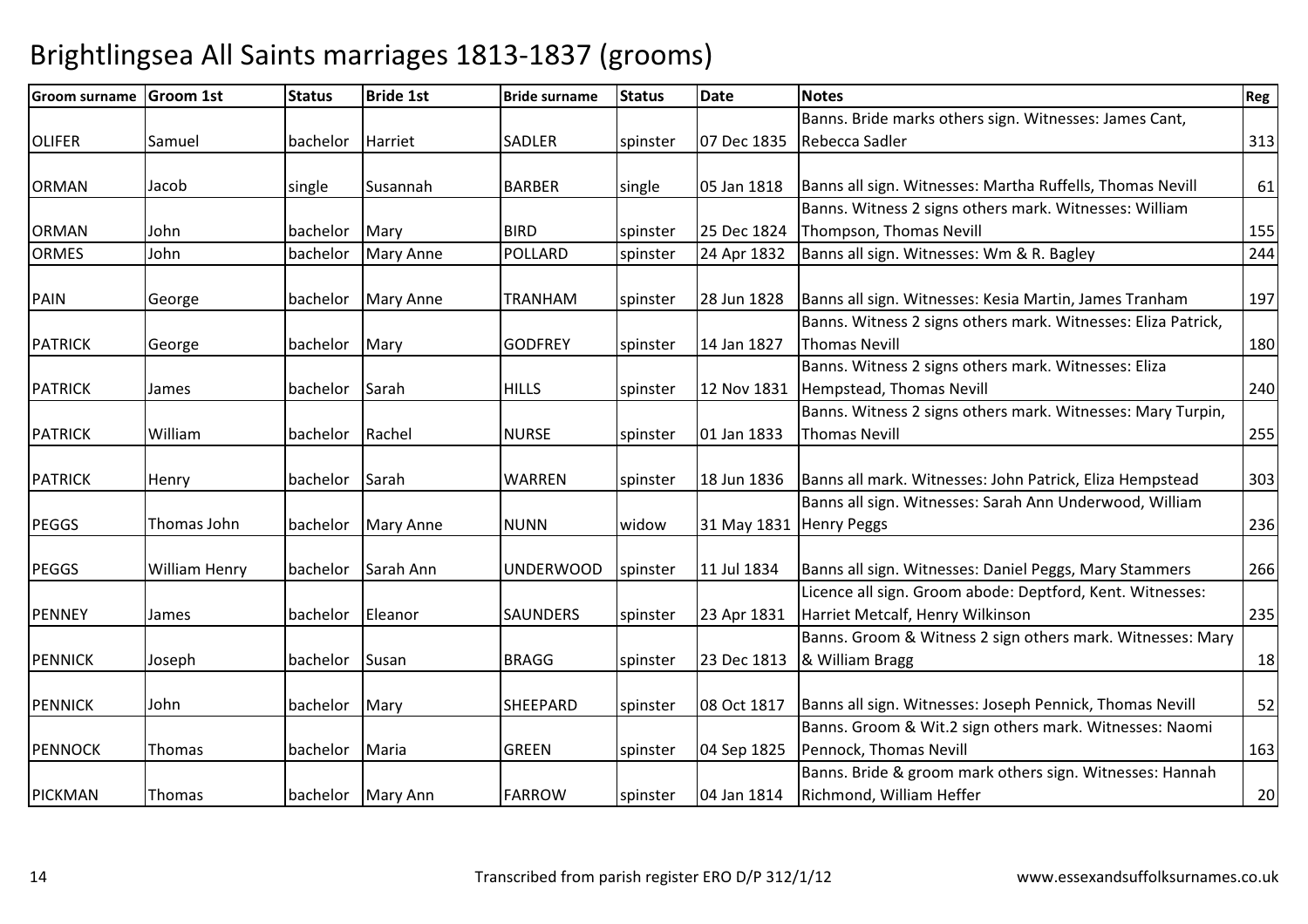# Brightlingsea All Saints marriages 1813-1837 (grooms)

| Groom surname | Groom 1st | Status | Bride 1st | Bride surname | Status | Date | Notes | Reg |
|---|---|---|---|---|---|---|---|---|
| OLIFER | Samuel | bachelor | Harriet | SADLER | spinster | 07 Dec 1835 | Banns. Bride marks others sign. Witnesses: James Cant, Rebecca Sadler | 313 |
| ORMAN | Jacob | single | Susannah | BARBER | single | 05 Jan 1818 | Banns all sign. Witnesses: Martha Ruffells, Thomas Nevill | 61 |
| ORMAN | John | bachelor | Mary | BIRD | spinster | 25 Dec 1824 | Banns. Witness 2 signs others mark. Witnesses: William Thompson, Thomas Nevill | 155 |
| ORMES | John | bachelor | Mary Anne | POLLARD | spinster | 24 Apr 1832 | Banns all sign. Witnesses: Wm & R. Bagley | 244 |
| PAIN | George | bachelor | Mary Anne | TRANHAM | spinster | 28 Jun 1828 | Banns all sign. Witnesses: Kesia Martin, James Tranham | 197 |
| PATRICK | George | bachelor | Mary | GODFREY | spinster | 14 Jan 1827 | Banns. Witness 2 signs others mark. Witnesses: Eliza Patrick, Thomas Nevill | 180 |
| PATRICK | James | bachelor | Sarah | HILLS | spinster | 12 Nov 1831 | Banns. Witness 2 signs others mark. Witnesses: Eliza Hempstead, Thomas Nevill | 240 |
| PATRICK | William | bachelor | Rachel | NURSE | spinster | 01 Jan 1833 | Banns. Witness 2 signs others mark. Witnesses: Mary Turpin, Thomas Nevill | 255 |
| PATRICK | Henry | bachelor | Sarah | WARREN | spinster | 18 Jun 1836 | Banns all mark. Witnesses: John Patrick, Eliza Hempstead | 303 |
| PEGGS | Thomas John | bachelor | Mary Anne | NUNN | widow | 31 May 1831 | Banns all sign. Witnesses: Sarah Ann Underwood, William Henry Peggs | 236 |
| PEGGS | William Henry | bachelor | Sarah Ann | UNDERWOOD | spinster | 11 Jul 1834 | Banns all sign. Witnesses: Daniel Peggs, Mary Stammers | 266 |
| PENNEY | James | bachelor | Eleanor | SAUNDERS | spinster | 23 Apr 1831 | Licence all sign. Groom abode: Deptford, Kent. Witnesses: Harriet Metcalf, Henry Wilkinson | 235 |
| PENNICK | Joseph | bachelor | Susan | BRAGG | spinster | 23 Dec 1813 | Banns. Groom & Witness 2 sign others mark. Witnesses: Mary & William Bragg | 18 |
| PENNICK | John | bachelor | Mary | SHEEPARD | spinster | 08 Oct 1817 | Banns all sign. Witnesses: Joseph Pennick, Thomas Nevill | 52 |
| PENNOCK | Thomas | bachelor | Maria | GREEN | spinster | 04 Sep 1825 | Banns. Groom & Wit.2 sign others mark. Witnesses: Naomi Pennock, Thomas Nevill | 163 |
| PICKMAN | Thomas | bachelor | Mary Ann | FARROW | spinster | 04 Jan 1814 | Banns. Bride & groom mark others sign. Witnesses: Hannah Richmond, William Heffer | 20 |

Transcribed from parish register ERO D/P 312/1/12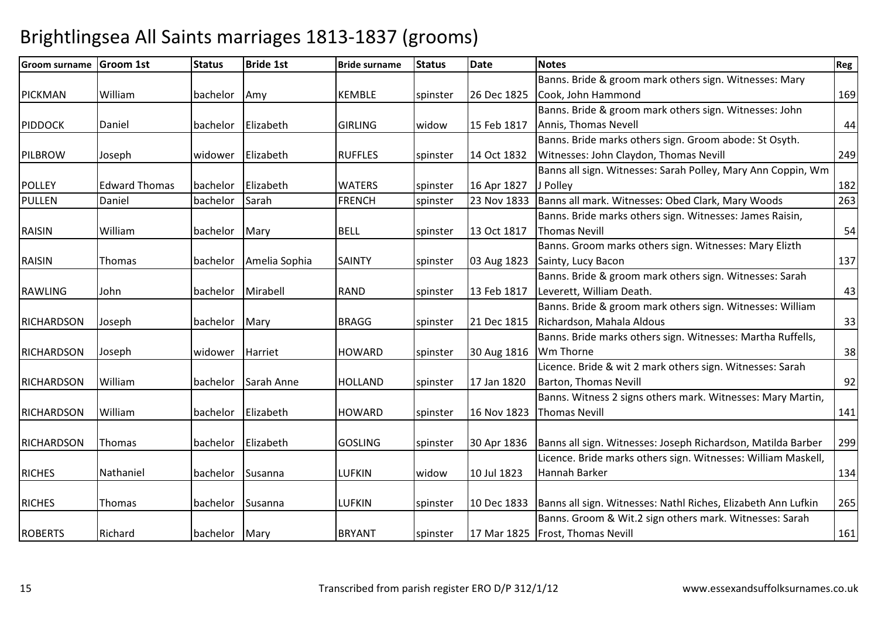# Brightlingsea All Saints marriages 1813-1837 (grooms)

| Groom surname | Groom 1st | Status | Bride 1st | Bride surname | Status | Date | Notes | Reg |
|---|---|---|---|---|---|---|---|---|
| PICKMAN | William | bachelor | Amy | KEMBLE | spinster | 26 Dec 1825 | Banns. Bride & groom mark others sign. Witnesses: Mary Cook, John Hammond | 169 |
| PIDDOCK | Daniel | bachelor | Elizabeth | GIRLING | widow | 15 Feb 1817 | Banns. Bride & groom mark others sign. Witnesses: John Annis, Thomas Nevell | 44 |
| PILBROW | Joseph | widower | Elizabeth | RUFFLES | spinster | 14 Oct 1832 | Banns. Bride marks others sign. Groom abode: St Osyth. Witnesses: John Claydon, Thomas Nevill | 249 |
| POLLEY | Edward Thomas | bachelor | Elizabeth | WATERS | spinster | 16 Apr 1827 | Banns all sign. Witnesses: Sarah Polley, Mary Ann Coppin, Wm J Polley | 182 |
| PULLEN | Daniel | bachelor | Sarah | FRENCH | spinster | 23 Nov 1833 | Banns all mark. Witnesses: Obed Clark, Mary Woods | 263 |
| RAISIN | William | bachelor | Mary | BELL | spinster | 13 Oct 1817 | Banns. Bride marks others sign. Witnesses: James Raisin, Thomas Nevill | 54 |
| RAISIN | Thomas | bachelor | Amelia Sophia | SAINTY | spinster | 03 Aug 1823 | Banns. Groom marks others sign. Witnesses: Mary Elizth Sainty, Lucy Bacon | 137 |
| RAWLING | John | bachelor | Mirabell | RAND | spinster | 13 Feb 1817 | Banns. Bride & groom mark others sign. Witnesses: Sarah Leverett, William Death. | 43 |
| RICHARDSON | Joseph | bachelor | Mary | BRAGG | spinster | 21 Dec 1815 | Banns. Bride & groom mark others sign. Witnesses: William Richardson, Mahala Aldous | 33 |
| RICHARDSON | Joseph | widower | Harriet | HOWARD | spinster | 30 Aug 1816 | Banns. Bride marks others sign. Witnesses: Martha Ruffells, Wm Thorne | 38 |
| RICHARDSON | William | bachelor | Sarah Anne | HOLLAND | spinster | 17 Jan 1820 | Licence. Bride & wit 2 mark others sign. Witnesses: Sarah Barton, Thomas Nevill | 92 |
| RICHARDSON | William | bachelor | Elizabeth | HOWARD | spinster | 16 Nov 1823 | Banns. Witness 2 signs others mark. Witnesses: Mary Martin, Thomas Nevill | 141 |
| RICHARDSON | Thomas | bachelor | Elizabeth | GOSLING | spinster | 30 Apr 1836 | Banns all sign. Witnesses: Joseph Richardson, Matilda Barber | 299 |
| RICHES | Nathaniel | bachelor | Susanna | LUFKIN | widow | 10 Jul 1823 | Licence. Bride marks others sign. Witnesses: William Maskell, Hannah Barker | 134 |
| RICHES | Thomas | bachelor | Susanna | LUFKIN | spinster | 10 Dec 1833 | Banns all sign. Witnesses: Nathl Riches, Elizabeth Ann Lufkin | 265 |
| ROBERTS | Richard | bachelor | Mary | BRYANT | spinster | 17 Mar 1825 | Banns. Groom & Wit.2 sign others mark. Witnesses: Sarah Frost, Thomas Nevill | 161 |

Transcribed from parish register ERO D/P 312/1/12 www.essexandsuffolksurnames.co.uk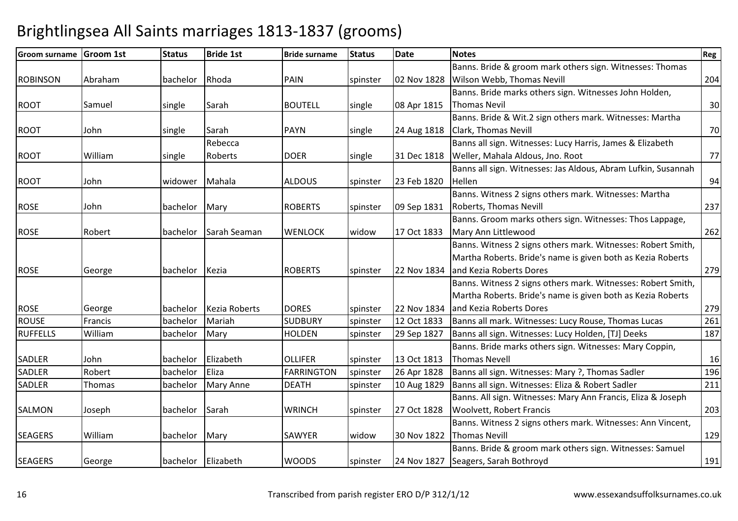# Brightlingsea All Saints marriages 1813-1837 (grooms)

| Groom surname | Groom 1st | Status | Bride 1st | Bride surname | Status | Date | Notes | Reg |
|---|---|---|---|---|---|---|---|---|
| ROBINSON | Abraham | bachelor | Rhoda | PAIN | spinster | 02 Nov 1828 | Banns. Bride & groom mark others sign. Witnesses: Thomas Wilson Webb, Thomas Nevill | 204 |
| ROOT | Samuel | single | Sarah | BOUTELL | single | 08 Apr 1815 | Banns. Bride marks others sign. Witnesses John Holden, Thomas Nevil | 30 |
| ROOT | John | single | Sarah | PAYN | single | 24 Aug 1818 | Banns. Bride & Wit.2 sign others mark. Witnesses: Martha Clark, Thomas Nevill | 70 |
| ROOT | William | single | Rebecca Roberts | DOER | single | 31 Dec 1818 | Banns all sign. Witnesses: Lucy Harris, James & Elizabeth Weller, Mahala Aldous, Jno. Root | 77 |
| ROOT | John | widower | Mahala | ALDOUS | spinster | 23 Feb 1820 | Banns all sign. Witnesses: Jas Aldous, Abram Lufkin, Susannah Hellen | 94 |
| ROSE | John | bachelor | Mary | ROBERTS | spinster | 09 Sep 1831 | Banns. Witness 2 signs others mark. Witnesses: Martha Roberts, Thomas Nevill | 237 |
| ROSE | Robert | bachelor | Sarah Seaman | WENLOCK | widow | 17 Oct 1833 | Banns. Groom marks others sign. Witnesses: Thos Lappage, Mary Ann Littlewood | 262 |
| ROSE | George | bachelor | Kezia | ROBERTS | spinster | 22 Nov 1834 | Banns. Witness 2 signs others mark. Witnesses: Robert Smith, Martha Roberts. Bride's name is given both as Kezia Roberts and Kezia Roberts Dores | 279 |
| ROSE | George | bachelor | Kezia Roberts | DORES | spinster | 22 Nov 1834 | Banns. Witness 2 signs others mark. Witnesses: Robert Smith, Martha Roberts. Bride's name is given both as Kezia Roberts and Kezia Roberts Dores | 279 |
| ROUSE | Francis | bachelor | Mariah | SUDBURY | spinster | 12 Oct 1833 | Banns all mark. Witnesses: Lucy Rouse, Thomas Lucas | 261 |
| RUFFELLS | William | bachelor | Mary | HOLDEN | spinster | 29 Sep 1827 | Banns all sign. Witnesses: Lucy Holden, [TJ] Deeks | 187 |
| SADLER | John | bachelor | Elizabeth | OLLIFER | spinster | 13 Oct 1813 | Banns. Bride marks others sign. Witnesses: Mary Coppin, Thomas Nevell | 16 |
| SADLER | Robert | bachelor | Eliza | FARRINGTON | spinster | 26 Apr 1828 | Banns all sign. Witnesses: Mary ?, Thomas Sadler | 196 |
| SADLER | Thomas | bachelor | Mary Anne | DEATH | spinster | 10 Aug 1829 | Banns all sign. Witnesses: Eliza & Robert Sadler | 211 |
| SALMON | Joseph | bachelor | Sarah | WRINCH | spinster | 27 Oct 1828 | Banns. All sign. Witnesses: Mary Ann Francis, Eliza & Joseph Woolvett, Robert Francis | 203 |
| SEAGERS | William | bachelor | Mary | SAWYER | widow | 30 Nov 1822 | Banns. Witness 2 signs others mark. Witnesses: Ann Vincent, Thomas Nevill | 129 |
| SEAGERS | George | bachelor | Elizabeth | WOODS | spinster | 24 Nov 1827 | Banns. Bride & groom mark others sign. Witnesses: Samuel Seagers, Sarah Bothroyd | 191 |

Transcribed from parish register ERO D/P 312/1/12 www.essexandsuffolksurnames.co.uk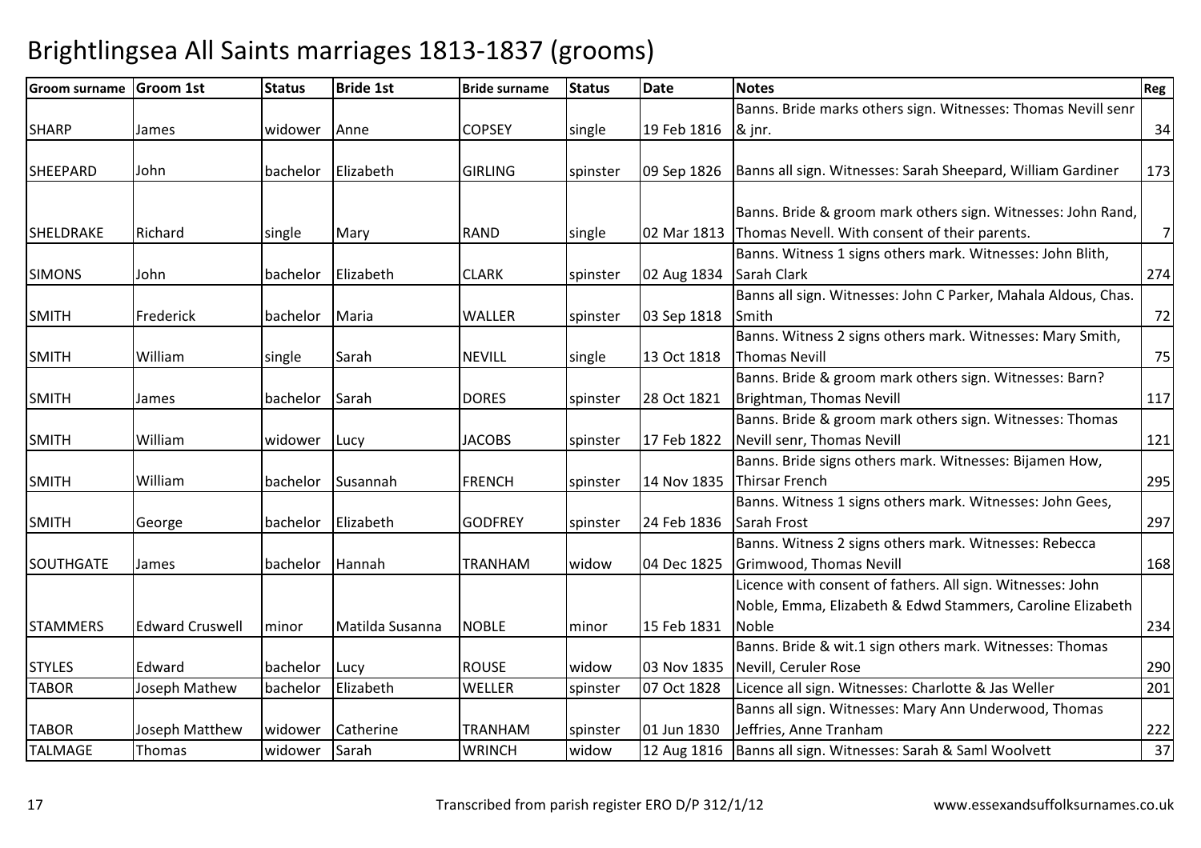# Brightlingsea All Saints marriages 1813-1837 (grooms)

| Groom surname | Groom 1st | Status | Bride 1st | Bride surname | Status | Date | Notes | Reg |
|---|---|---|---|---|---|---|---|---|
| SHARP | James | widower | Anne | COPSEY | single | 19 Feb 1816 | Banns. Bride marks others sign. Witnesses: Thomas Nevill senr & jnr. | 34 |
| SHEEPARD | John | bachelor | Elizabeth | GIRLING | spinster | 09 Sep 1826 | Banns all sign. Witnesses: Sarah Sheepard, William Gardiner | 173 |
| SHELDRAKE | Richard | single | Mary | RAND | single | 02 Mar 1813 | Banns. Bride & groom mark others sign. Witnesses: John Rand, Thomas Nevell. With consent of their parents. | 7 |
| SIMONS | John | bachelor | Elizabeth | CLARK | spinster | 02 Aug 1834 | Banns. Witness 1 signs others mark. Witnesses: John Blith, Sarah Clark | 274 |
| SMITH | Frederick | bachelor | Maria | WALLER | spinster | 03 Sep 1818 | Banns all sign. Witnesses: John C Parker, Mahala Aldous, Chas. Smith | 72 |
| SMITH | William | single | Sarah | NEVILL | single | 13 Oct 1818 | Banns. Witness 2 signs others mark. Witnesses: Mary Smith, Thomas Nevill | 75 |
| SMITH | James | bachelor | Sarah | DORES | spinster | 28 Oct 1821 | Banns. Bride & groom mark others sign. Witnesses: Barn? Brightman, Thomas Nevill | 117 |
| SMITH | William | widower | Lucy | JACOBS | spinster | 17 Feb 1822 | Banns. Bride & groom mark others sign. Witnesses: Thomas Nevill senr, Thomas Nevill | 121 |
| SMITH | William | bachelor | Susannah | FRENCH | spinster | 14 Nov 1835 | Banns. Bride signs others mark. Witnesses: Bijamen How, Thirsar French | 295 |
| SMITH | George | bachelor | Elizabeth | GODFREY | spinster | 24 Feb 1836 | Banns. Witness 1 signs others mark. Witnesses: John Gees, Sarah Frost | 297 |
| SOUTHGATE | James | bachelor | Hannah | TRANHAM | widow | 04 Dec 1825 | Banns. Witness 2 signs others mark. Witnesses: Rebecca Grimwood, Thomas Nevill | 168 |
| STAMMERS | Edward Cruswell | minor | Matilda Susanna | NOBLE | minor | 15 Feb 1831 | Licence with consent of fathers. All sign. Witnesses: John Noble, Emma, Elizabeth & Edwd Stammers, Caroline Elizabeth Noble | 234 |
| STYLES | Edward | bachelor | Lucy | ROUSE | widow | 03 Nov 1835 | Banns. Bride & wit.1 sign others mark. Witnesses: Thomas Nevill, Ceruler Rose | 290 |
| TABOR | Joseph Mathew | bachelor | Elizabeth | WELLER | spinster | 07 Oct 1828 | Licence all sign. Witnesses: Charlotte & Jas Weller | 201 |
| TABOR | Joseph Matthew | widower | Catherine | TRANHAM | spinster | 01 Jun 1830 | Banns all sign. Witnesses: Mary Ann Underwood, Thomas Jeffries, Anne Tranham | 222 |
| TALMAGE | Thomas | widower | Sarah | WRINCH | widow | 12 Aug 1816 | Banns all sign. Witnesses: Sarah & Saml Woolvett | 37 |

Transcribed from parish register ERO D/P 312/1/12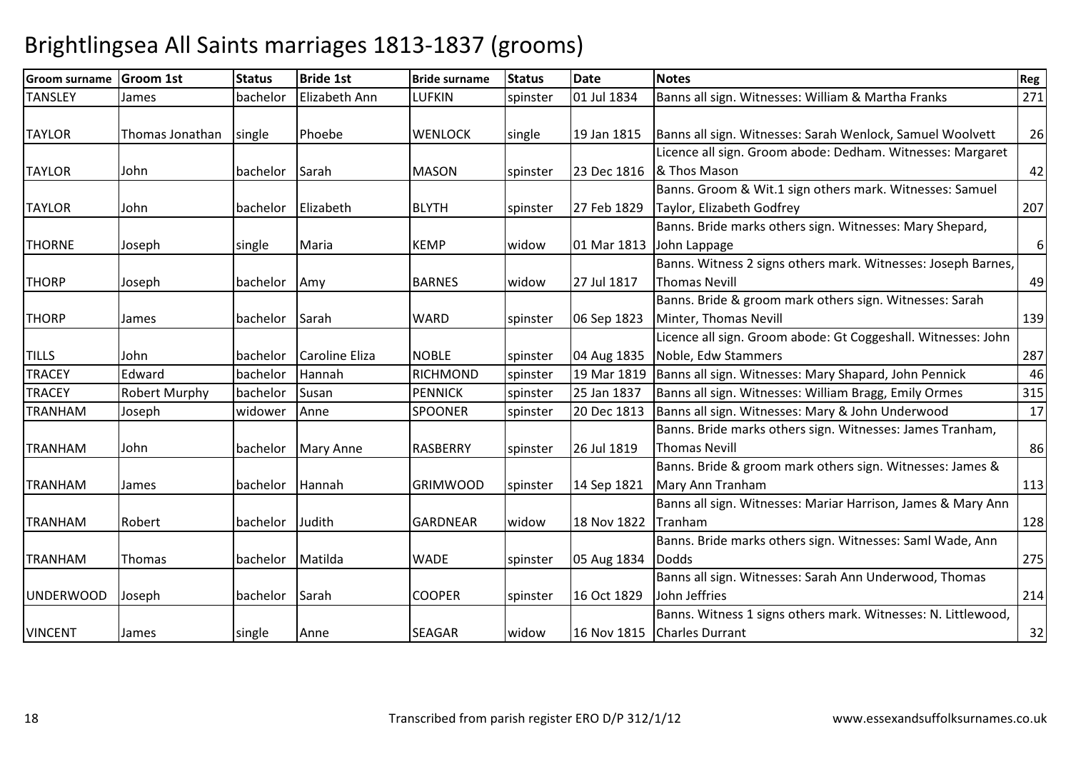# Brightlingsea All Saints marriages 1813-1837 (grooms)

| Groom surname | Groom 1st | Status | Bride 1st | Bride surname | Status | Date | Notes | Reg |
|---|---|---|---|---|---|---|---|---|
| TANSLEY | James | bachelor | Elizabeth Ann | LUFKIN | spinster | 01 Jul 1834 | Banns all sign. Witnesses: William & Martha Franks | 271 |
| TAYLOR | Thomas Jonathan | single | Phoebe | WENLOCK | single | 19 Jan 1815 | Banns all sign. Witnesses: Sarah Wenlock, Samuel Woolvett | 26 |
| TAYLOR | John | bachelor | Sarah | MASON | spinster | 23 Dec 1816 | Licence all sign. Groom abode: Dedham. Witnesses: Margaret & Thos Mason | 42 |
| TAYLOR | John | bachelor | Elizabeth | BLYTH | spinster | 27 Feb 1829 | Banns. Groom & Wit.1 sign others mark. Witnesses: Samuel Taylor, Elizabeth Godfrey | 207 |
| THORNE | Joseph | single | Maria | KEMP | widow | 01 Mar 1813 | Banns. Bride marks others sign. Witnesses: Mary Shepard, John Lappage | 6 |
| THORP | Joseph | bachelor | Amy | BARNES | widow | 27 Jul 1817 | Banns. Witness 2 signs others mark. Witnesses: Joseph Barnes, Thomas Nevill | 49 |
| THORP | James | bachelor | Sarah | WARD | spinster | 06 Sep 1823 | Banns. Bride & groom mark others sign. Witnesses: Sarah Minter, Thomas Nevill | 139 |
| TILLS | John | bachelor | Caroline Eliza | NOBLE | spinster | 04 Aug 1835 | Licence all sign. Groom abode: Gt Coggeshall. Witnesses: John Noble, Edw Stammers | 287 |
| TRACEY | Edward | bachelor | Hannah | RICHMOND | spinster | 19 Mar 1819 | Banns all sign. Witnesses: Mary Shapard, John Pennick | 46 |
| TRACEY | Robert Murphy | bachelor | Susan | PENNICK | spinster | 25 Jan 1837 | Banns all sign. Witnesses: William Bragg, Emily Ormes | 315 |
| TRANHAM | Joseph | widower | Anne | SPOONER | spinster | 20 Dec 1813 | Banns all sign. Witnesses: Mary & John Underwood | 17 |
| TRANHAM | John | bachelor | Mary Anne | RASBERRY | spinster | 26 Jul 1819 | Banns. Bride marks others sign. Witnesses: James Tranham, Thomas Nevill | 86 |
| TRANHAM | James | bachelor | Hannah | GRIMWOOD | spinster | 14 Sep 1821 | Banns. Bride & groom mark others sign. Witnesses: James & Mary Ann Tranham | 113 |
| TRANHAM | Robert | bachelor | Judith | GARDNEAR | widow | 18 Nov 1822 | Banns all sign. Witnesses: Mariar Harrison, James & Mary Ann Tranham | 128 |
| TRANHAM | Thomas | bachelor | Matilda | WADE | spinster | 05 Aug 1834 | Banns. Bride marks others sign. Witnesses: Saml Wade, Ann Dodds | 275 |
| UNDERWOOD | Joseph | bachelor | Sarah | COOPER | spinster | 16 Oct 1829 | Banns all sign. Witnesses: Sarah Ann Underwood, Thomas John Jeffries | 214 |
| VINCENT | James | single | Anne | SEAGAR | widow | 16 Nov 1815 | Banns. Witness 1 signs others mark. Witnesses: N. Littlewood, Charles Durrant | 32 |

Transcribed from parish register ERO D/P 312/1/12 www.essexandsuffolksurnames.co.uk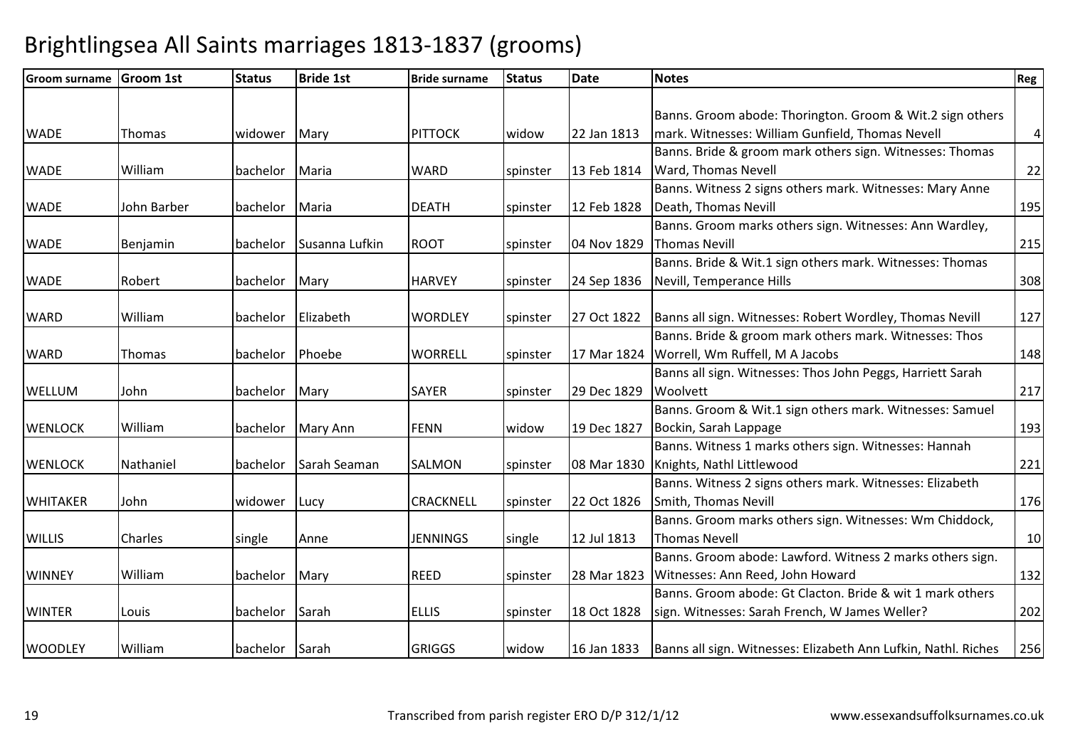# Brightlingsea All Saints marriages 1813-1837 (grooms)

| Groom surname | Groom 1st | Status | Bride 1st | Bride surname | Status | Date | Notes | Reg |
|---|---|---|---|---|---|---|---|---|
| WADE | Thomas | widower | Mary | PITTOCK | widow | 22 Jan 1813 | Banns. Groom abode: Thorington. Groom & Wit.2 sign others mark. Witnesses: William Gunfield, Thomas Nevell | 4 |
| WADE | William | bachelor | Maria | WARD | spinster | 13 Feb 1814 | Banns. Bride & groom mark others sign. Witnesses: Thomas Ward, Thomas Nevell | 22 |
| WADE | John Barber | bachelor | Maria | DEATH | spinster | 12 Feb 1828 | Banns. Witness 2 signs others mark. Witnesses: Mary Anne Death, Thomas Nevill | 195 |
| WADE | Benjamin | bachelor | Susanna Lufkin | ROOT | spinster | 04 Nov 1829 | Banns. Groom marks others sign. Witnesses: Ann Wardley, Thomas Nevill | 215 |
| WADE | Robert | bachelor | Mary | HARVEY | spinster | 24 Sep 1836 | Banns. Bride & Wit.1 sign others mark. Witnesses: Thomas Nevill, Temperance Hills | 308 |
| WARD | William | bachelor | Elizabeth | WORDLEY | spinster | 27 Oct 1822 | Banns all sign. Witnesses: Robert Wordley, Thomas Nevill | 127 |
| WARD | Thomas | bachelor | Phoebe | WORRELL | spinster | 17 Mar 1824 | Banns. Bride & groom mark others mark. Witnesses: Thos Worrell, Wm Ruffell, M A Jacobs | 148 |
| WELLUM | John | bachelor | Mary | SAYER | spinster | 29 Dec 1829 | Banns all sign. Witnesses: Thos John Peggs, Harriett Sarah Woolvett | 217 |
| WENLOCK | William | bachelor | Mary Ann | FENN | widow | 19 Dec 1827 | Banns. Groom & Wit.1 sign others mark. Witnesses: Samuel Bockin, Sarah Lappage | 193 |
| WENLOCK | Nathaniel | bachelor | Sarah Seaman | SALMON | spinster | 08 Mar 1830 | Banns. Witness 1 marks others sign. Witnesses: Hannah Knights, Nathl Littlewood | 221 |
| WHITAKER | John | widower | Lucy | CRACKNELL | spinster | 22 Oct 1826 | Banns. Witness 2 signs others mark. Witnesses: Elizabeth Smith, Thomas Nevill | 176 |
| WILLIS | Charles | single | Anne | JENNINGS | single | 12 Jul 1813 | Banns. Groom marks others sign. Witnesses: Wm Chiddock, Thomas Nevell | 10 |
| WINNEY | William | bachelor | Mary | REED | spinster | 28 Mar 1823 | Banns. Groom abode: Lawford. Witness 2 marks others sign. Witnesses: Ann Reed, John Howard | 132 |
| WINTER | Louis | bachelor | Sarah | ELLIS | spinster | 18 Oct 1828 | Banns. Groom abode: Gt Clacton. Bride & wit 1 mark others sign. Witnesses: Sarah French, W James Weller? | 202 |
| WOODLEY | William | bachelor | Sarah | GRIGGS | widow | 16 Jan 1833 | Banns all sign. Witnesses: Elizabeth Ann Lufkin, Nathl. Riches | 256 |

Transcribed from parish register ERO D/P 312/1/12 www.essexandsuffolksurnames.co.uk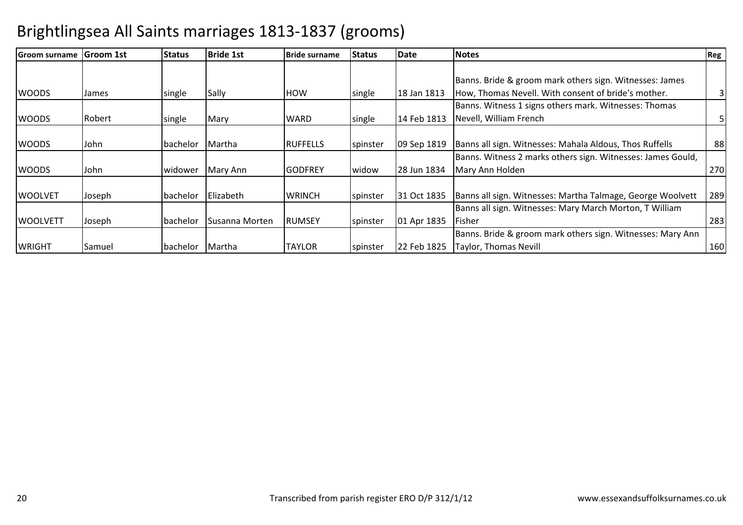# Brightlingsea All Saints marriages 1813-1837 (grooms)

| Groom surname | Groom 1st | Status | Bride 1st | Bride surname | Status | Date | Notes | Reg |
|---|---|---|---|---|---|---|---|---|
| WOODS | James | single | Sally | HOW | single | 18 Jan 1813 | Banns. Bride & groom mark others sign. Witnesses: James How, Thomas Nevell. With consent of bride's mother. | 3 |
| WOODS | Robert | single | Mary | WARD | single | 14 Feb 1813 | Banns. Witness 1 signs others mark. Witnesses: Thomas Nevell, William French | 5 |
| WOODS | John | bachelor | Martha | RUFFELLS | spinster | 09 Sep 1819 | Banns all sign. Witnesses: Mahala Aldous, Thos Ruffells | 88 |
| WOODS | John | widower | Mary Ann | GODFREY | widow | 28 Jun 1834 | Banns. Witness 2 marks others sign. Witnesses: James Gould, Mary Ann Holden | 270 |
| WOOLVET | Joseph | bachelor | Elizabeth | WRINCH | spinster | 31 Oct 1835 | Banns all sign. Witnesses: Martha Talmage, George Woolvett | 289 |
| WOOLVETT | Joseph | bachelor | Susanna Morten | RUMSEY | spinster | 01 Apr 1835 | Banns all sign. Witnesses: Mary March Morton, T William Fisher | 283 |
| WRIGHT | Samuel | bachelor | Martha | TAYLOR | spinster | 22 Feb 1825 | Banns. Bride & groom mark others sign. Witnesses: Mary Ann Taylor, Thomas Nevill | 160 |

Transcribed from parish register ERO D/P 312/1/12

www.essexandsuffolksurnames.co.uk